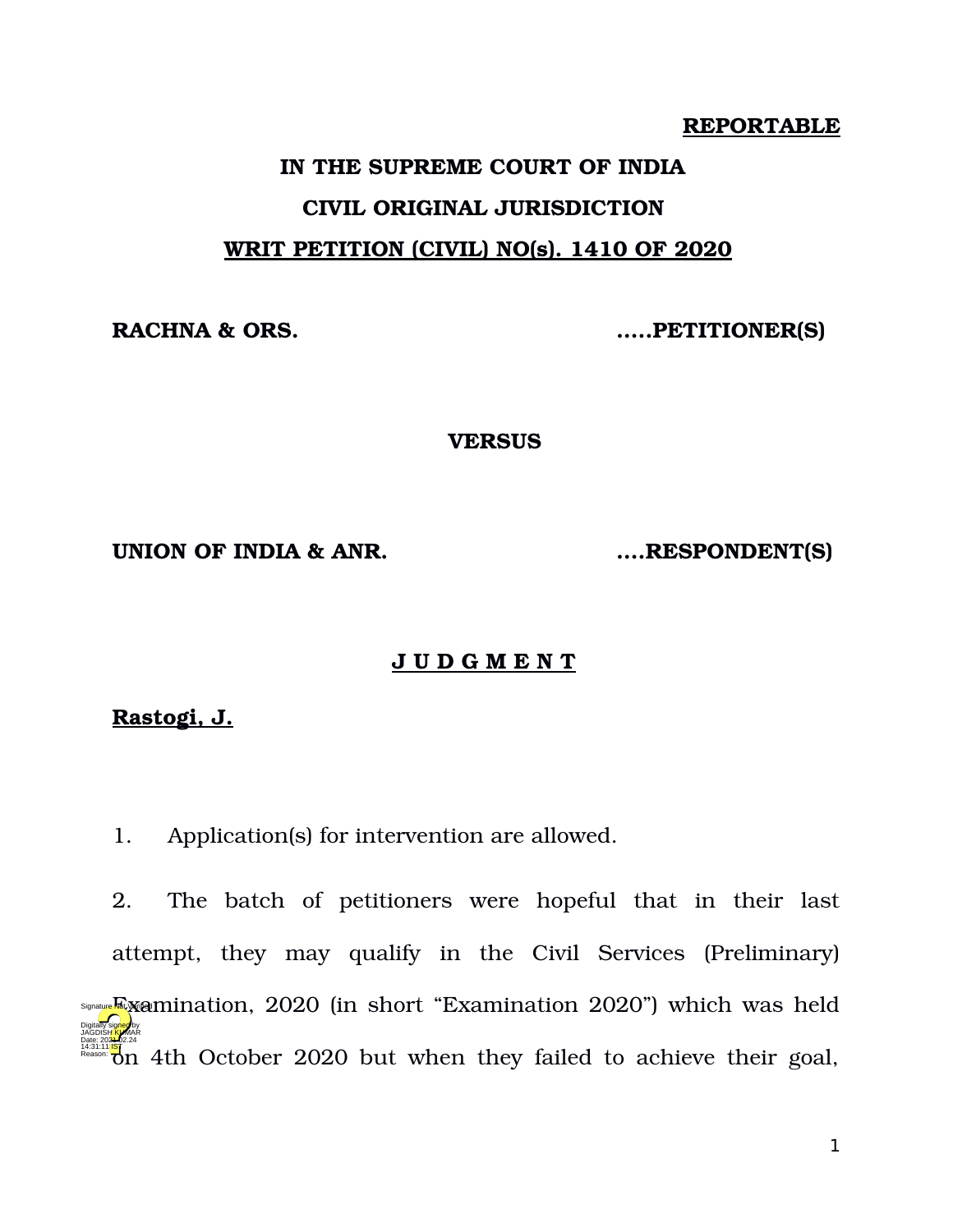**REPORTABLE**

**IN THE SUPREME COURT OF INDIA**

**CIVIL ORIGINAL JURISDICTION**

**WRIT PETITION (CIVIL) NO(s). 1410 OF 2020**

**RACHNA & ORS.** .....**PETITIONER(S)**

**VERSUS**

**UNION OF INDIA & ANR.** ....**RESPONDENT(S)**

**J U D G M E N T**

**Rastogi, J.**

1. Application(s) for intervention are allowed.

2. The batch of petitioners were hopeful that in their last attempt, they may qualify in the Civil Services (Preliminary) Examination, 2020 (in short "Examination 2020") which was held on 4th October 2020 but when they failed to achieve their goal,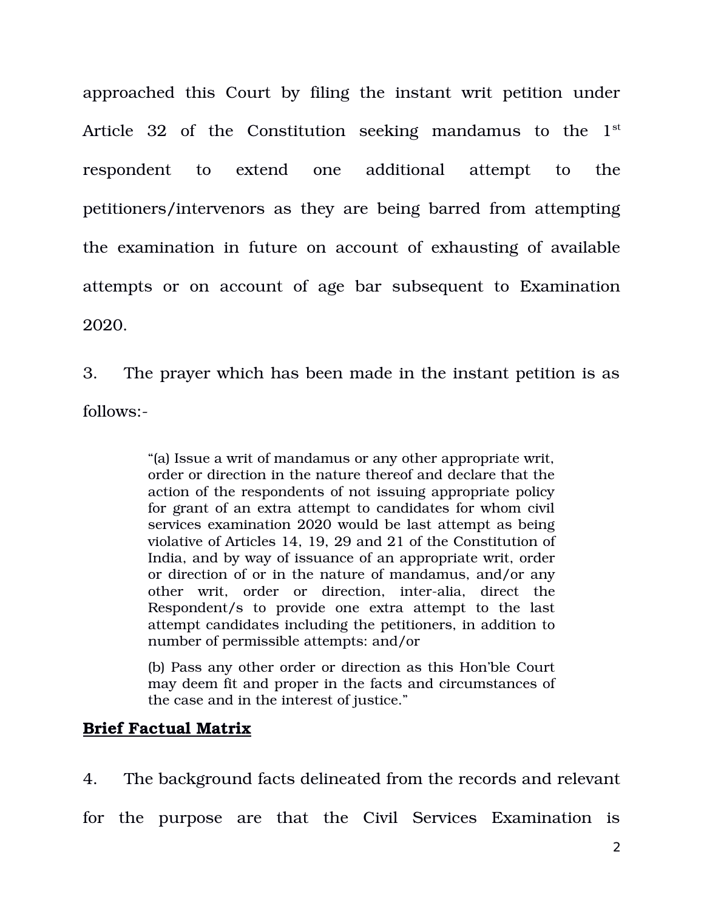approached this Court by filing the instant writ petition under Article 32 of the Constitution seeking mandamus to the 1st respondent to extend one additional attempt to the petitioners/intervenors as they are being barred from attempting the examination in future on account of exhausting of available attempts or on account of age bar subsequent to Examination 2020.

3. The prayer which has been made in the instant petition is as follows:-

> "(a) Issue a writ of mandamus or any other appropriate writ, order or direction in the nature thereof and declare that the action of the respondents of not issuing appropriate policy for grant of an extra attempt to candidates for whom civil services examination 2020 would be last attempt as being violative of Articles 14, 19, 29 and 21 of the Constitution of India, and by way of issuance of an appropriate writ, order or direction of or in the nature of mandamus, and/or any other writ, order or direction, inter-alia, direct the Respondent/s to provide one extra attempt to the last attempt candidates including the petitioners, in addition to number of permissible attempts: and/or
>
> (b) Pass any other order or direction as this Hon'ble Court may deem fit and proper in the facts and circumstances of the case and in the interest of justice."

**Brief Factual Matrix**

4. The background facts delineated from the records and relevant for the purpose are that the Civil Services Examination is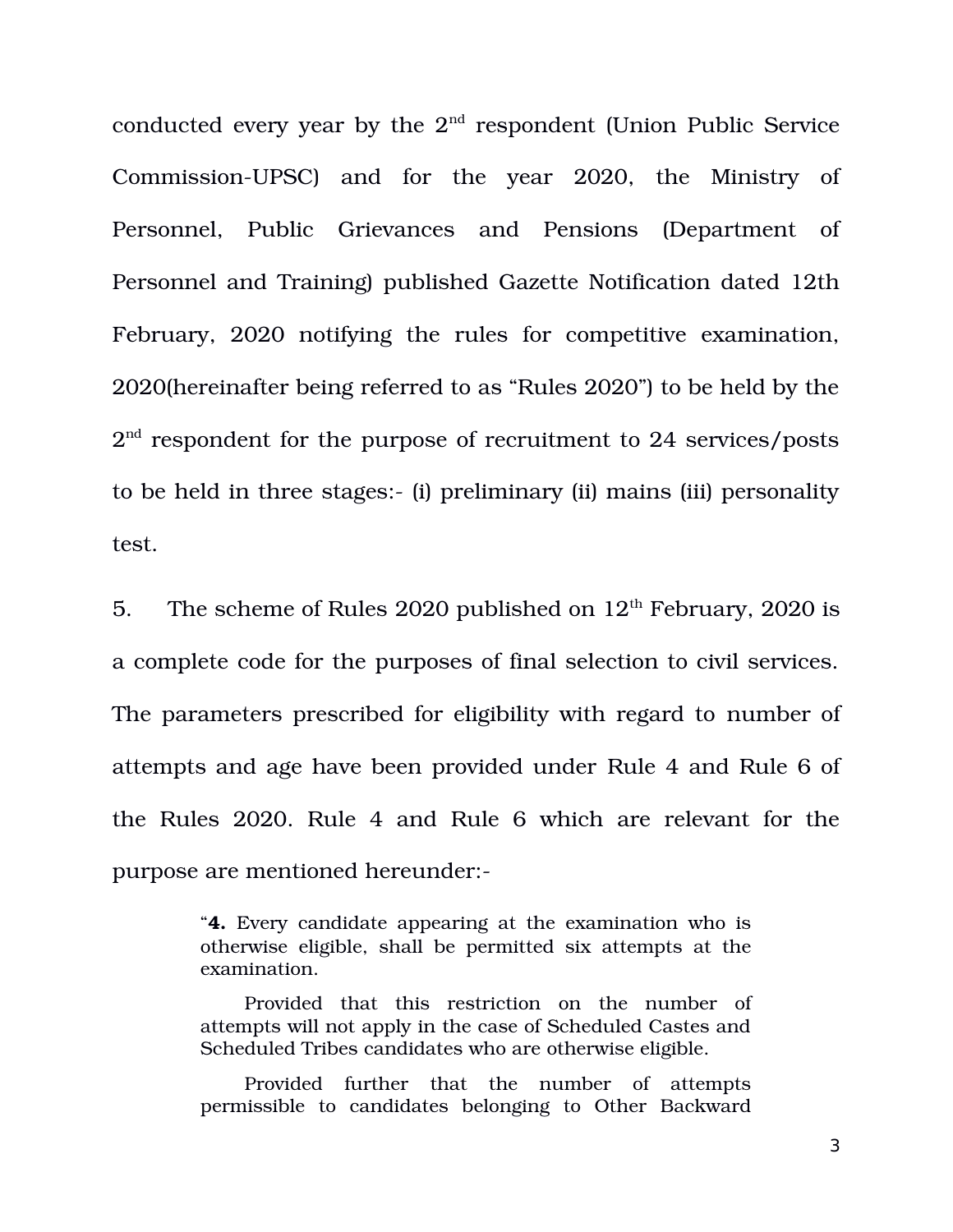conducted every year by the 2nd respondent (Union Public Service Commission-UPSC) and for the year 2020, the Ministry of Personnel, Public Grievances and Pensions (Department of Personnel and Training) published Gazette Notification dated 12th February, 2020 notifying the rules for competitive examination, 2020(hereinafter being referred to as "Rules 2020") to be held by the 2nd respondent for the purpose of recruitment to 24 services/posts to be held in three stages:- (i) preliminary (ii) mains (iii) personality test.

5. The scheme of Rules 2020 published on 12th February, 2020 is a complete code for the purposes of final selection to civil services. The parameters prescribed for eligibility with regard to number of attempts and age have been provided under Rule 4 and Rule 6 of the Rules 2020. Rule 4 and Rule 6 which are relevant for the purpose are mentioned hereunder:-

> "**4.** Every candidate appearing at the examination who is otherwise eligible, shall be permitted six attempts at the examination.
>
> Provided that this restriction on the number of attempts will not apply in the case of Scheduled Castes and Scheduled Tribes candidates who are otherwise eligible.
>
> Provided further that the number of attempts permissible to candidates belonging to Other Backward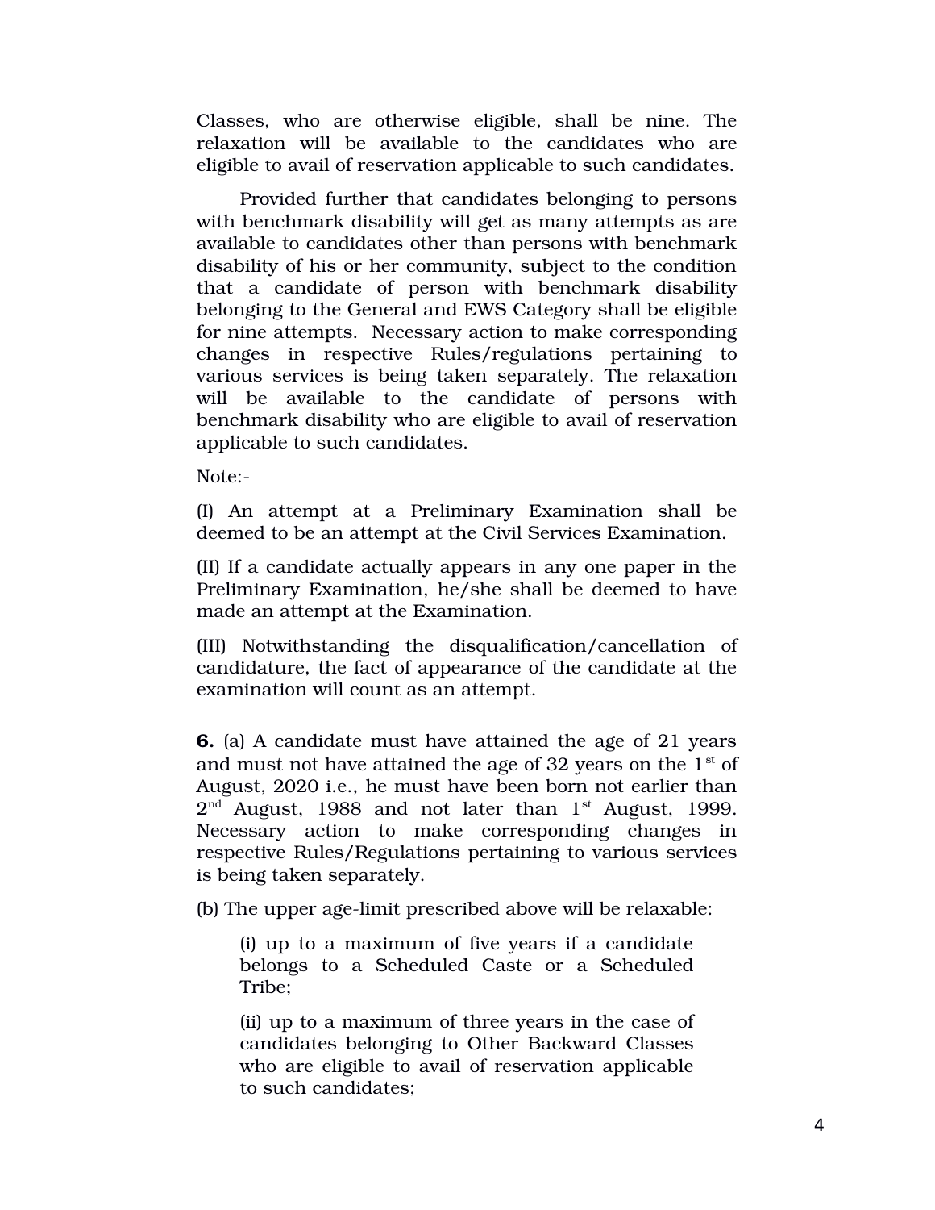Classes, who are otherwise eligible, shall be nine. The relaxation will be available to the candidates who are eligible to avail of reservation applicable to such candidates.

Provided further that candidates belonging to persons with benchmark disability will get as many attempts as are available to candidates other than persons with benchmark disability of his or her community, subject to the condition that a candidate of person with benchmark disability belonging to the General and EWS Category shall be eligible for nine attempts. Necessary action to make corresponding changes in respective Rules/regulations pertaining to various services is being taken separately. The relaxation will be available to the candidate of persons with benchmark disability who are eligible to avail of reservation applicable to such candidates.

Note:-

(I) An attempt at a Preliminary Examination shall be deemed to be an attempt at the Civil Services Examination.

(II) If a candidate actually appears in any one paper in the Preliminary Examination, he/she shall be deemed to have made an attempt at the Examination.

(III) Notwithstanding the disqualification/cancellation of candidature, the fact of appearance of the candidate at the examination will count as an attempt.

**6.** (a) A candidate must have attained the age of 21 years and must not have attained the age of 32 years on the 1st of August, 2020 i.e., he must have been born not earlier than 2nd August, 1988 and not later than 1st August, 1999. Necessary action to make corresponding changes in respective Rules/Regulations pertaining to various services is being taken separately.

(b) The upper age-limit prescribed above will be relaxable:

(i) up to a maximum of five years if a candidate belongs to a Scheduled Caste or a Scheduled Tribe;

(ii) up to a maximum of three years in the case of candidates belonging to Other Backward Classes who are eligible to avail of reservation applicable to such candidates;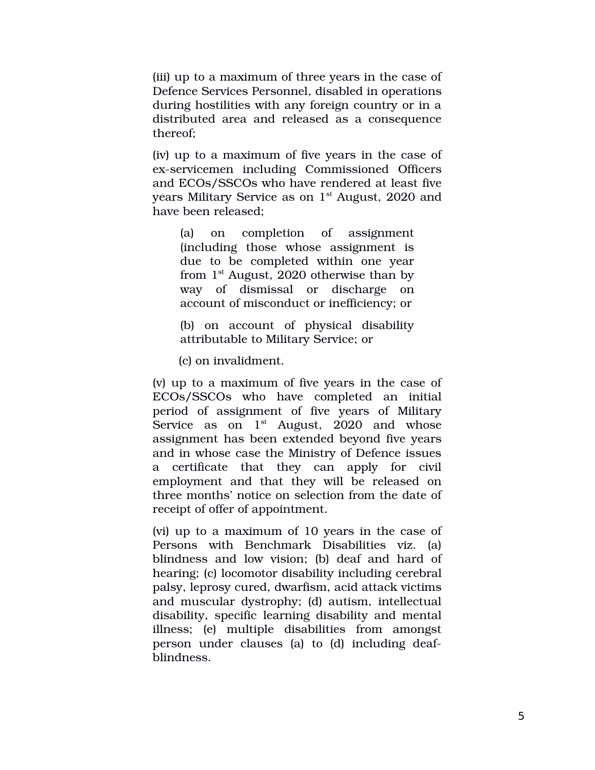(iii) up to a maximum of three years in the case of Defence Services Personnel, disabled in operations during hostilities with any foreign country or in a distributed area and released as a consequence thereof;

(iv) up to a maximum of five years in the case of ex-servicemen including Commissioned Officers and ECOs/SSCOs who have rendered at least five years Military Service as on 1st August, 2020 and have been released;

> (a) on completion of assignment (including those whose assignment is due to be completed within one year from 1st August, 2020 otherwise than by way of dismissal or discharge on account of misconduct or inefficiency; or
>
> (b) on account of physical disability attributable to Military Service; or
>
> (c) on invalidment.

(v) up to a maximum of five years in the case of ECOs/SSCOs who have completed an initial period of assignment of five years of Military Service as on 1st August, 2020 and whose assignment has been extended beyond five years and in whose case the Ministry of Defence issues a certificate that they can apply for civil employment and that they will be released on three months' notice on selection from the date of receipt of offer of appointment.

(vi) up to a maximum of 10 years in the case of Persons with Benchmark Disabilities viz. (a) blindness and low vision; (b) deaf and hard of hearing; (c) locomotor disability including cerebral palsy, leprosy cured, dwarfism, acid attack victims and muscular dystrophy; (d) autism, intellectual disability, specific learning disability and mental illness; (e) multiple disabilities from amongst person under clauses (a) to (d) including deaf-blindness.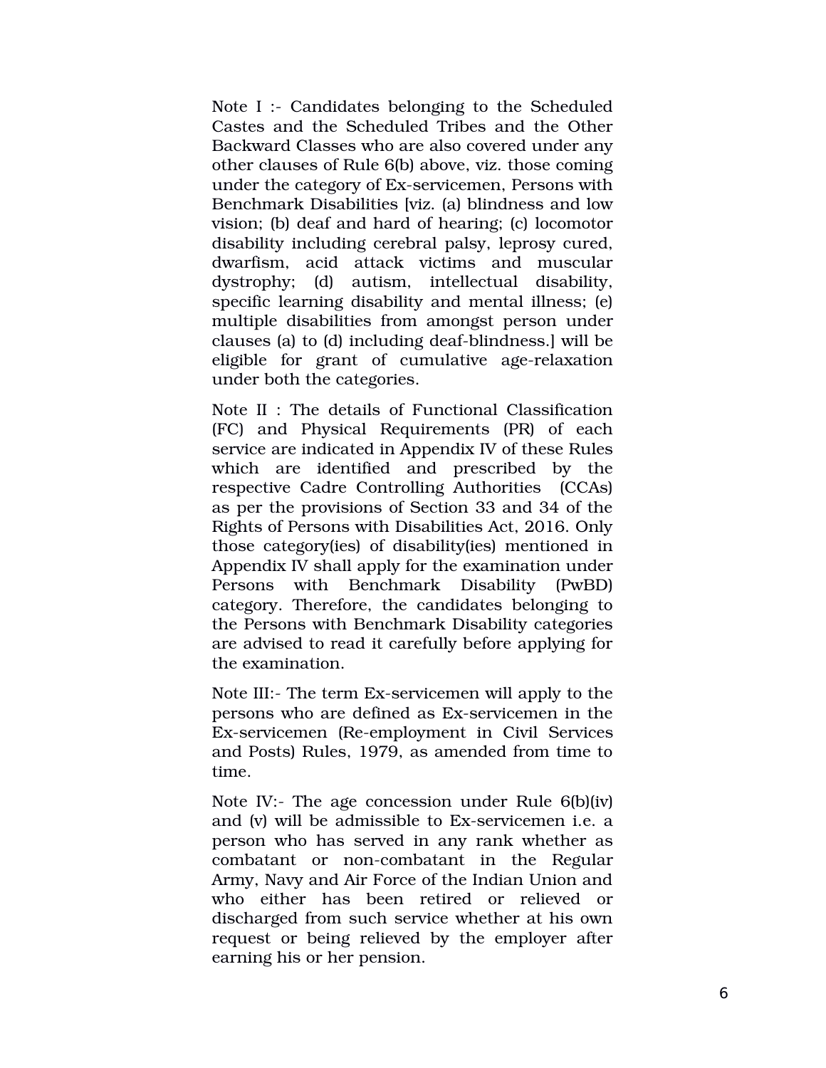Note I :- Candidates belonging to the Scheduled Castes and the Scheduled Tribes and the Other Backward Classes who are also covered under any other clauses of Rule 6(b) above, viz. those coming under the category of Ex-servicemen, Persons with Benchmark Disabilities [viz. (a) blindness and low vision; (b) deaf and hard of hearing; (c) locomotor disability including cerebral palsy, leprosy cured, dwarfism, acid attack victims and muscular dystrophy; (d) autism, intellectual disability, specific learning disability and mental illness; (e) multiple disabilities from amongst person under clauses (a) to (d) including deaf-blindness.] will be eligible for grant of cumulative age-relaxation under both the categories.

Note II : The details of Functional Classification (FC) and Physical Requirements (PR) of each service are indicated in Appendix IV of these Rules which are identified and prescribed by the respective Cadre Controlling Authorities (CCAs) as per the provisions of Section 33 and 34 of the Rights of Persons with Disabilities Act, 2016. Only those category(ies) of disability(ies) mentioned in Appendix IV shall apply for the examination under Persons with Benchmark Disability (PwBD) category. Therefore, the candidates belonging to the Persons with Benchmark Disability categories are advised to read it carefully before applying for the examination.

Note III:- The term Ex-servicemen will apply to the persons who are defined as Ex-servicemen in the Ex-servicemen (Re-employment in Civil Services and Posts) Rules, 1979, as amended from time to time.

Note IV:- The age concession under Rule 6(b)(iv) and (v) will be admissible to Ex-servicemen i.e. a person who has served in any rank whether as combatant or non-combatant in the Regular Army, Navy and Air Force of the Indian Union and who either has been retired or relieved or discharged from such service whether at his own request or being relieved by the employer after earning his or her pension.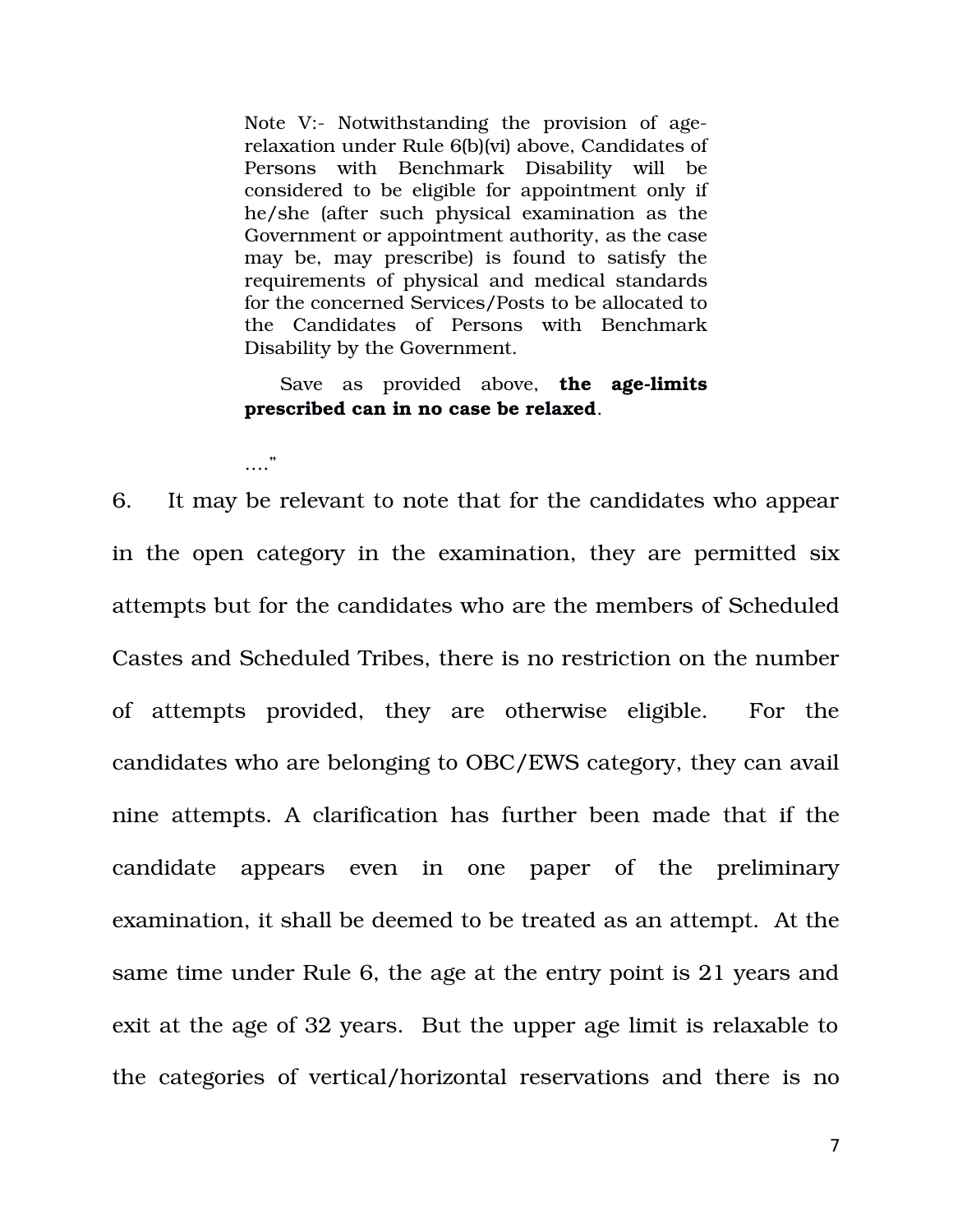> Note V:- Notwithstanding the provision of age-relaxation under Rule 6(b)(vi) above, Candidates of Persons with Benchmark Disability will be considered to be eligible for appointment only if he/she (after such physical examination as the Government or appointment authority, as the case may be, may prescribe) is found to satisfy the requirements of physical and medical standards for the concerned Services/Posts to be allocated to the Candidates of Persons with Benchmark Disability by the Government.
>
> Save as provided above, **the age-limits prescribed can in no case be relaxed**.
>
> ...."

6. It may be relevant to note that for the candidates who appear in the open category in the examination, they are permitted six attempts but for the candidates who are the members of Scheduled Castes and Scheduled Tribes, there is no restriction on the number of attempts provided, they are otherwise eligible. For the candidates who are belonging to OBC/EWS category, they can avail nine attempts. A clarification has further been made that if the candidate appears even in one paper of the preliminary examination, it shall be deemed to be treated as an attempt. At the same time under Rule 6, the age at the entry point is 21 years and exit at the age of 32 years. But the upper age limit is relaxable to the categories of vertical/horizontal reservations and there is no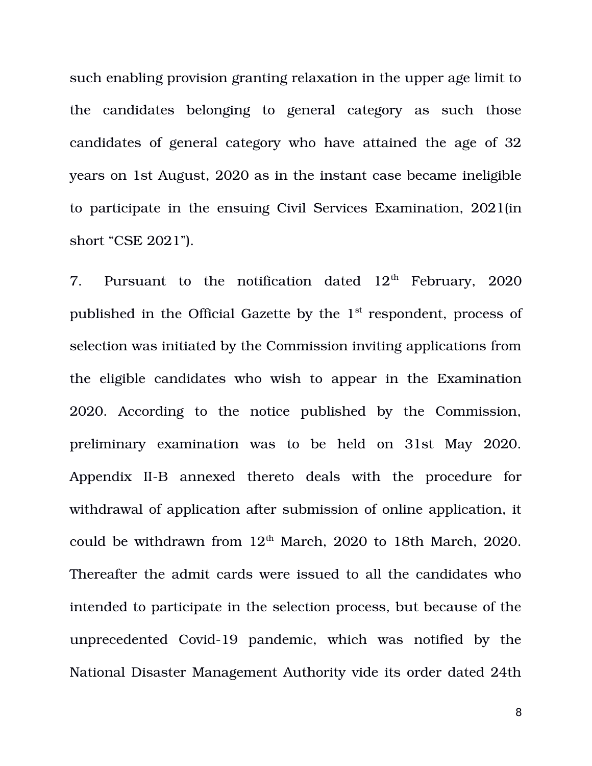such enabling provision granting relaxation in the upper age limit to the candidates belonging to general category as such those candidates of general category who have attained the age of 32 years on 1st August, 2020 as in the instant case became ineligible to participate in the ensuing Civil Services Examination, 2021(in short "CSE 2021").

7. Pursuant to the notification dated 12th February, 2020 published in the Official Gazette by the 1st respondent, process of selection was initiated by the Commission inviting applications from the eligible candidates who wish to appear in the Examination 2020. According to the notice published by the Commission, preliminary examination was to be held on 31st May 2020. Appendix II-B annexed thereto deals with the procedure for withdrawal of application after submission of online application, it could be withdrawn from 12th March, 2020 to 18th March, 2020. Thereafter the admit cards were issued to all the candidates who intended to participate in the selection process, but because of the unprecedented Covid-19 pandemic, which was notified by the National Disaster Management Authority vide its order dated 24th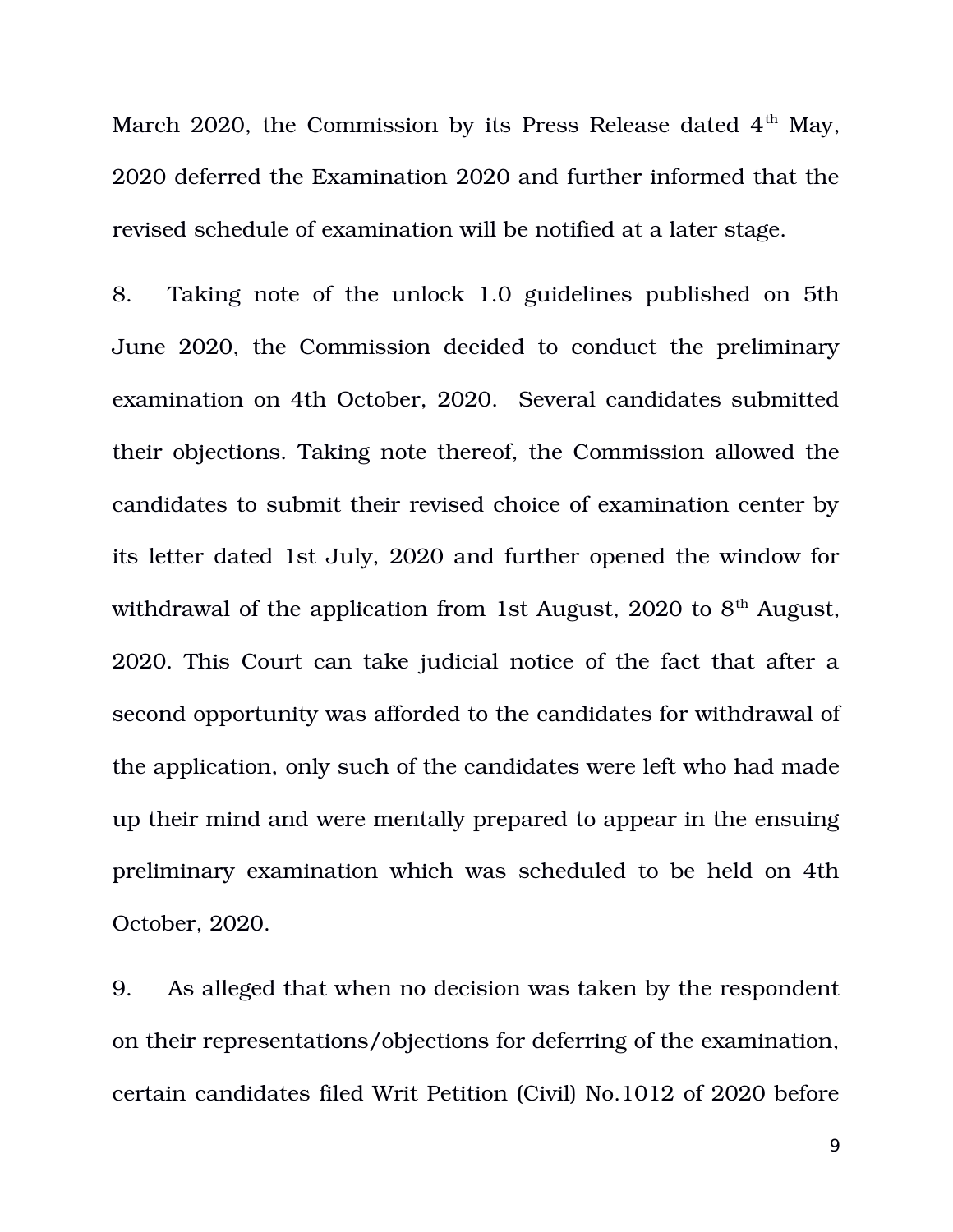March 2020, the Commission by its Press Release dated 4th May, 2020 deferred the Examination 2020 and further informed that the revised schedule of examination will be notified at a later stage.

8. Taking note of the unlock 1.0 guidelines published on 5th June 2020, the Commission decided to conduct the preliminary examination on 4th October, 2020. Several candidates submitted their objections. Taking note thereof, the Commission allowed the candidates to submit their revised choice of examination center by its letter dated 1st July, 2020 and further opened the window for withdrawal of the application from 1st August, 2020 to 8th August, 2020. This Court can take judicial notice of the fact that after a second opportunity was afforded to the candidates for withdrawal of the application, only such of the candidates were left who had made up their mind and were mentally prepared to appear in the ensuing preliminary examination which was scheduled to be held on 4th October, 2020.

9. As alleged that when no decision was taken by the respondent on their representations/objections for deferring of the examination, certain candidates filed Writ Petition (Civil) No.1012 of 2020 before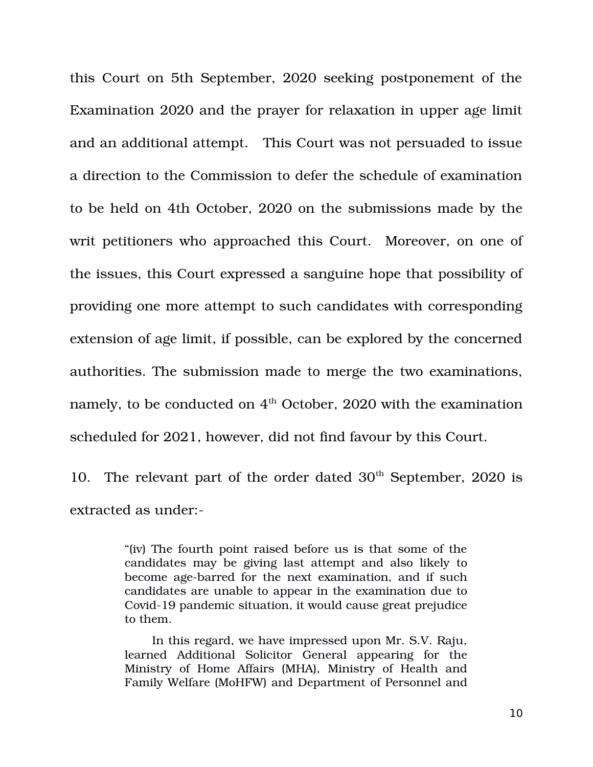this Court on 5th September, 2020 seeking postponement of the Examination 2020 and the prayer for relaxation in upper age limit and an additional attempt. This Court was not persuaded to issue a direction to the Commission to defer the schedule of examination to be held on 4th October, 2020 on the submissions made by the writ petitioners who approached this Court. Moreover, on one of the issues, this Court expressed a sanguine hope that possibility of providing one more attempt to such candidates with corresponding extension of age limit, if possible, can be explored by the concerned authorities. The submission made to merge the two examinations, namely, to be conducted on 4th October, 2020 with the examination scheduled for 2021, however, did not find favour by this Court.

10. The relevant part of the order dated 30th September, 2020 is extracted as under:-

> "(iv) The fourth point raised before us is that some of the candidates may be giving last attempt and also likely to become age-barred for the next examination, and if such candidates are unable to appear in the examination due to Covid-19 pandemic situation, it would cause great prejudice to them.
>
> In this regard, we have impressed upon Mr. S.V. Raju, learned Additional Solicitor General appearing for the Ministry of Home Affairs (MHA), Ministry of Health and Family Welfare (MoHFW) and Department of Personnel and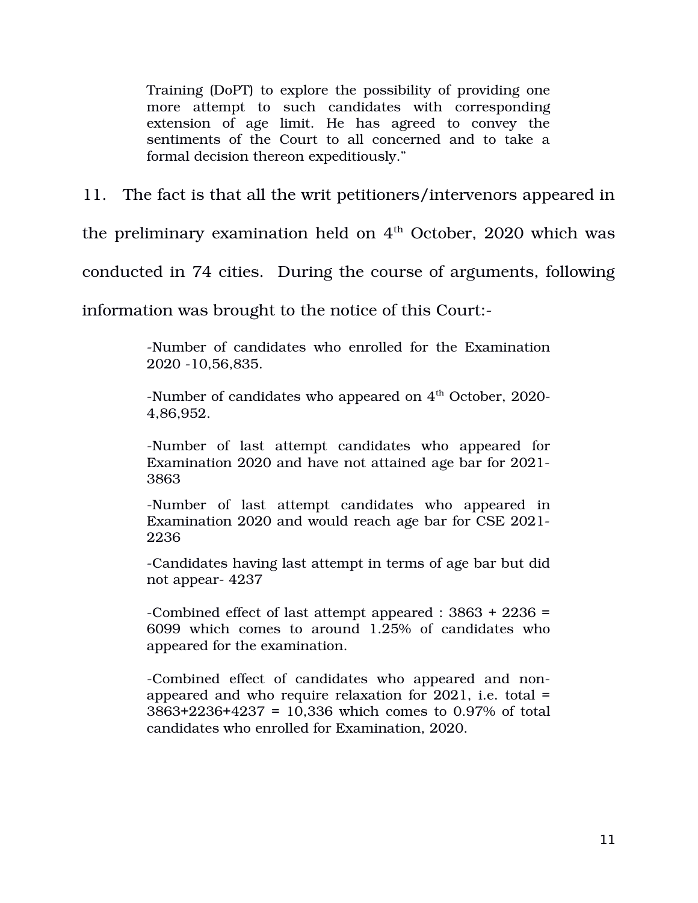> Training (DoPT) to explore the possibility of providing one more attempt to such candidates with corresponding extension of age limit. He has agreed to convey the sentiments of the Court to all concerned and to take a formal decision thereon expeditiously."

11. The fact is that all the writ petitioners/intervenors appeared in the preliminary examination held on 4th October, 2020 which was conducted in 74 cities. During the course of arguments, following information was brought to the notice of this Court:-

> -Number of candidates who enrolled for the Examination 2020 -10,56,835.
>
> -Number of candidates who appeared on 4th October, 2020- 4,86,952.
>
> -Number of last attempt candidates who appeared for Examination 2020 and have not attained age bar for 2021- 3863
>
> -Number of last attempt candidates who appeared in Examination 2020 and would reach age bar for CSE 2021- 2236
>
> -Candidates having last attempt in terms of age bar but did not appear- 4237
>
> -Combined effect of last attempt appeared : 3863 + 2236 = 6099 which comes to around 1.25% of candidates who appeared for the examination.
>
> -Combined effect of candidates who appeared and non-appeared and who require relaxation for 2021, i.e. total = 3863+2236+4237 = 10,336 which comes to 0.97% of total candidates who enrolled for Examination, 2020.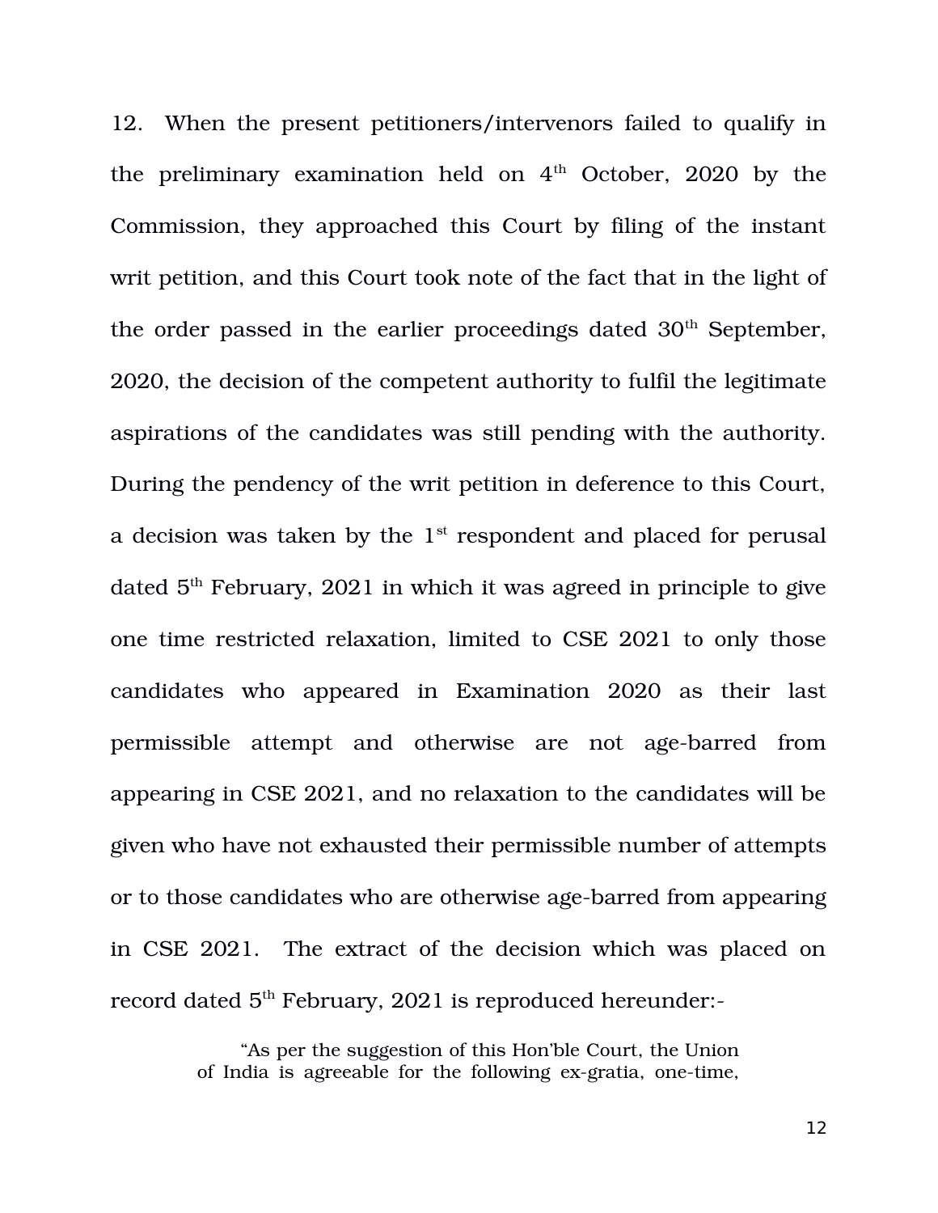12. When the present petitioners/intervenors failed to qualify in the preliminary examination held on 4th October, 2020 by the Commission, they approached this Court by filing of the instant writ petition, and this Court took note of the fact that in the light of the order passed in the earlier proceedings dated 30th September, 2020, the decision of the competent authority to fulfil the legitimate aspirations of the candidates was still pending with the authority. During the pendency of the writ petition in deference to this Court, a decision was taken by the 1st respondent and placed for perusal dated 5th February, 2021 in which it was agreed in principle to give one time restricted relaxation, limited to CSE 2021 to only those candidates who appeared in Examination 2020 as their last permissible attempt and otherwise are not age-barred from appearing in CSE 2021, and no relaxation to the candidates will be given who have not exhausted their permissible number of attempts or to those candidates who are otherwise age-barred from appearing in CSE 2021. The extract of the decision which was placed on record dated 5th February, 2021 is reproduced hereunder:-

> "As per the suggestion of this Hon'ble Court, the Union of India is agreeable for the following ex-gratia, one-time,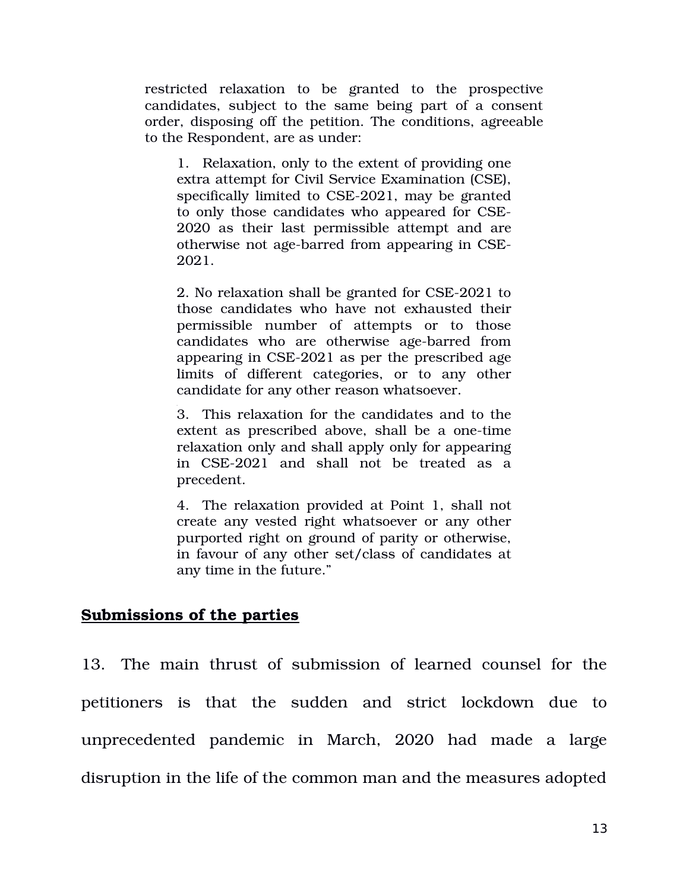restricted relaxation to be granted to the prospective candidates, subject to the same being part of a consent order, disposing off the petition. The conditions, agreeable to the Respondent, are as under:

> 1. Relaxation, only to the extent of providing one extra attempt for Civil Service Examination (CSE), specifically limited to CSE-2021, may be granted to only those candidates who appeared for CSE-2020 as their last permissible attempt and are otherwise not age-barred from appearing in CSE-2021.
>
> 2. No relaxation shall be granted for CSE-2021 to those candidates who have not exhausted their permissible number of attempts or to those candidates who are otherwise age-barred from appearing in CSE-2021 as per the prescribed age limits of different categories, or to any other candidate for any other reason whatsoever.
>
> 3. This relaxation for the candidates and to the extent as prescribed above, shall be a one-time relaxation only and shall apply only for appearing in CSE-2021 and shall not be treated as a precedent.
>
> 4. The relaxation provided at Point 1, shall not create any vested right whatsoever or any other purported right on ground of parity or otherwise, in favour of any other set/class of candidates at any time in the future."

## Submissions of the parties

13. The main thrust of submission of learned counsel for the petitioners is that the sudden and strict lockdown due to unprecedented pandemic in March, 2020 had made a large disruption in the life of the common man and the measures adopted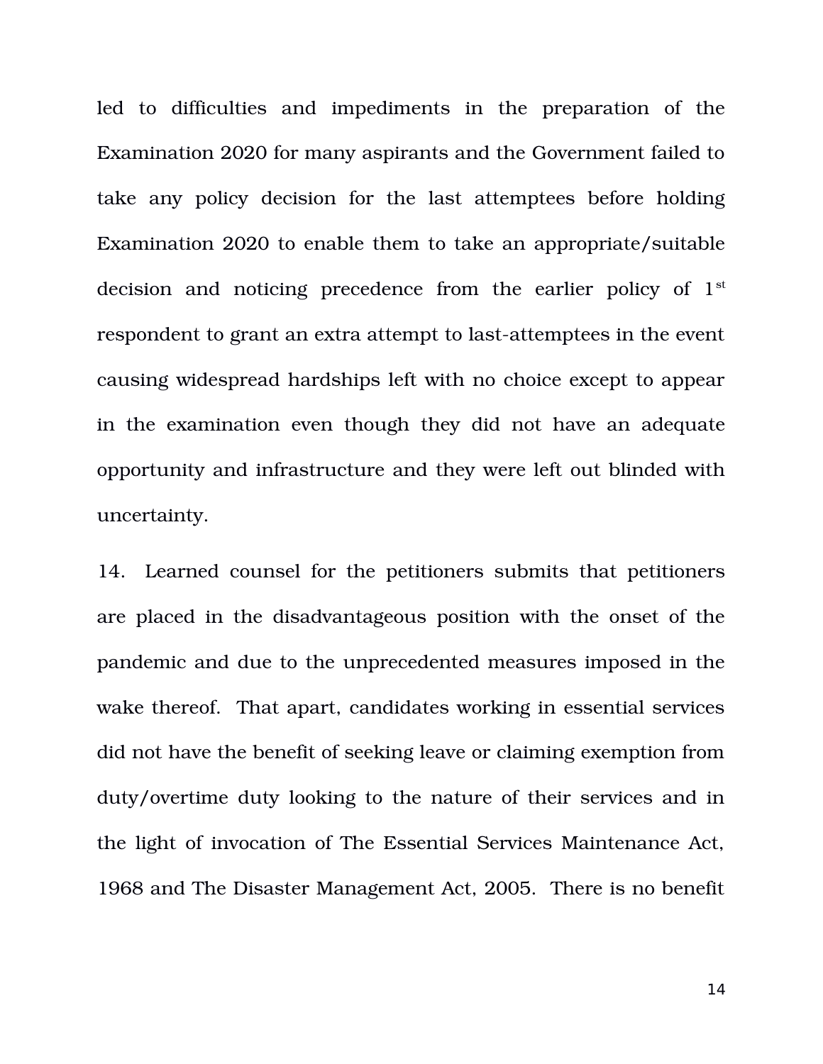led to difficulties and impediments in the preparation of the Examination 2020 for many aspirants and the Government failed to take any policy decision for the last attemptees before holding Examination 2020 to enable them to take an appropriate/suitable decision and noticing precedence from the earlier policy of 1st respondent to grant an extra attempt to last-attemptees in the event causing widespread hardships left with no choice except to appear in the examination even though they did not have an adequate opportunity and infrastructure and they were left out blinded with uncertainty.

14. Learned counsel for the petitioners submits that petitioners are placed in the disadvantageous position with the onset of the pandemic and due to the unprecedented measures imposed in the wake thereof. That apart, candidates working in essential services did not have the benefit of seeking leave or claiming exemption from duty/overtime duty looking to the nature of their services and in the light of invocation of The Essential Services Maintenance Act, 1968 and The Disaster Management Act, 2005. There is no benefit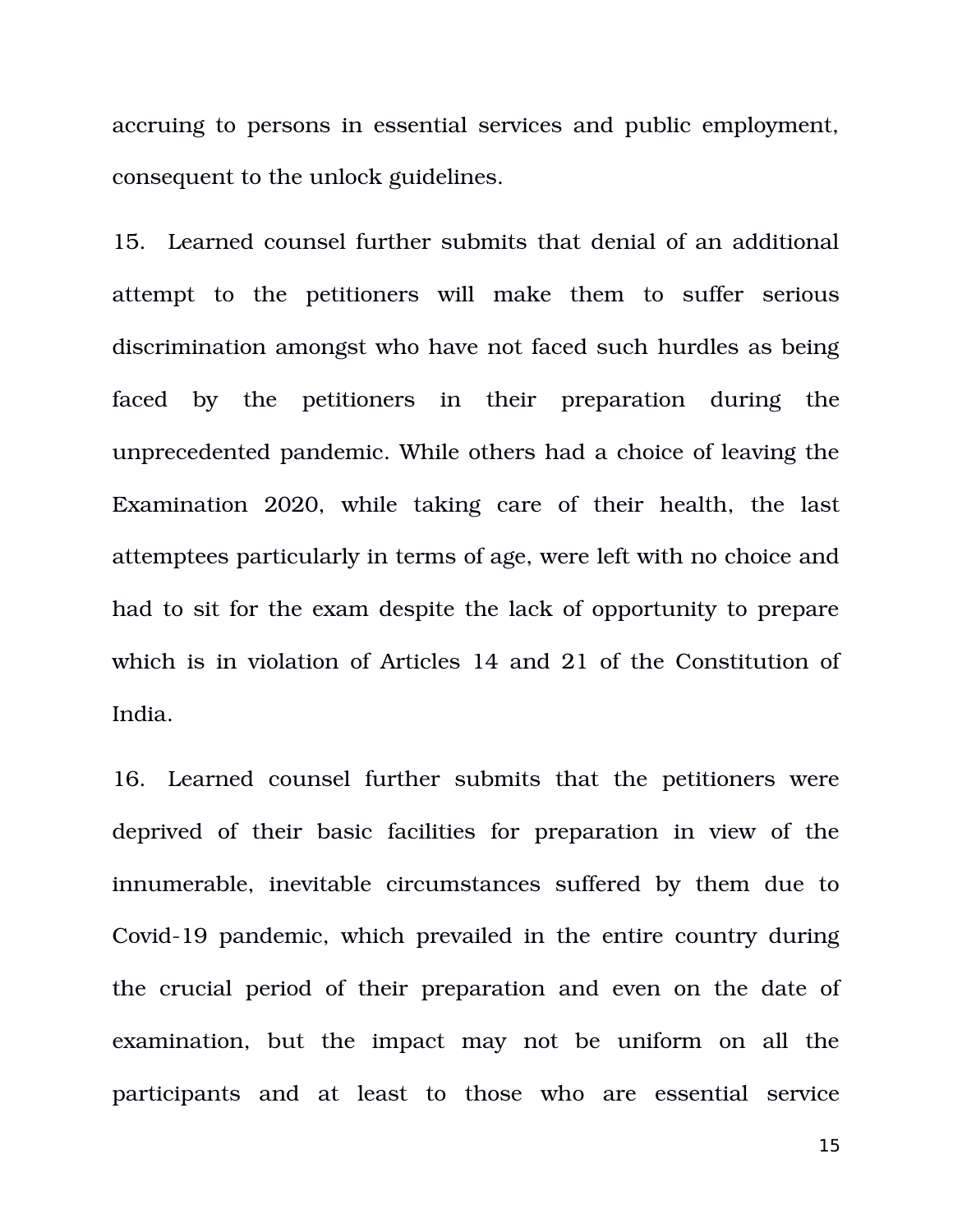accruing to persons in essential services and public employment, consequent to the unlock guidelines.

15. Learned counsel further submits that denial of an additional attempt to the petitioners will make them to suffer serious discrimination amongst who have not faced such hurdles as being faced by the petitioners in their preparation during the unprecedented pandemic. While others had a choice of leaving the Examination 2020, while taking care of their health, the last attemptees particularly in terms of age, were left with no choice and had to sit for the exam despite the lack of opportunity to prepare which is in violation of Articles 14 and 21 of the Constitution of India.

16. Learned counsel further submits that the petitioners were deprived of their basic facilities for preparation in view of the innumerable, inevitable circumstances suffered by them due to Covid-19 pandemic, which prevailed in the entire country during the crucial period of their preparation and even on the date of examination, but the impact may not be uniform on all the participants and at least to those who are essential service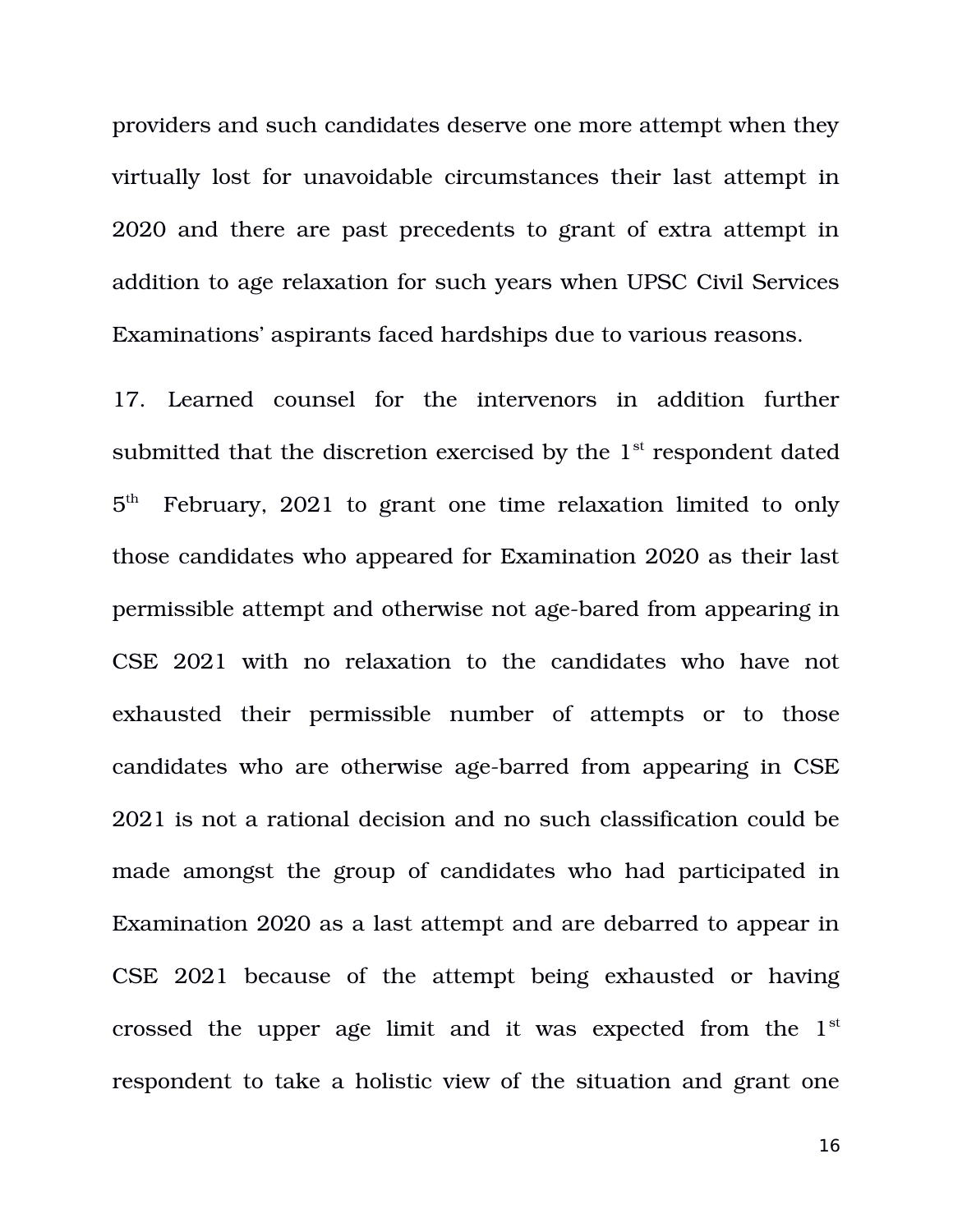providers and such candidates deserve one more attempt when they virtually lost for unavoidable circumstances their last attempt in 2020 and there are past precedents to grant of extra attempt in addition to age relaxation for such years when UPSC Civil Services Examinations' aspirants faced hardships due to various reasons.

17. Learned counsel for the intervenors in addition further submitted that the discretion exercised by the 1st respondent dated 5th February, 2021 to grant one time relaxation limited to only those candidates who appeared for Examination 2020 as their last permissible attempt and otherwise not age-bared from appearing in CSE 2021 with no relaxation to the candidates who have not exhausted their permissible number of attempts or to those candidates who are otherwise age-barred from appearing in CSE 2021 is not a rational decision and no such classification could be made amongst the group of candidates who had participated in Examination 2020 as a last attempt and are debarred to appear in CSE 2021 because of the attempt being exhausted or having crossed the upper age limit and it was expected from the 1st respondent to take a holistic view of the situation and grant one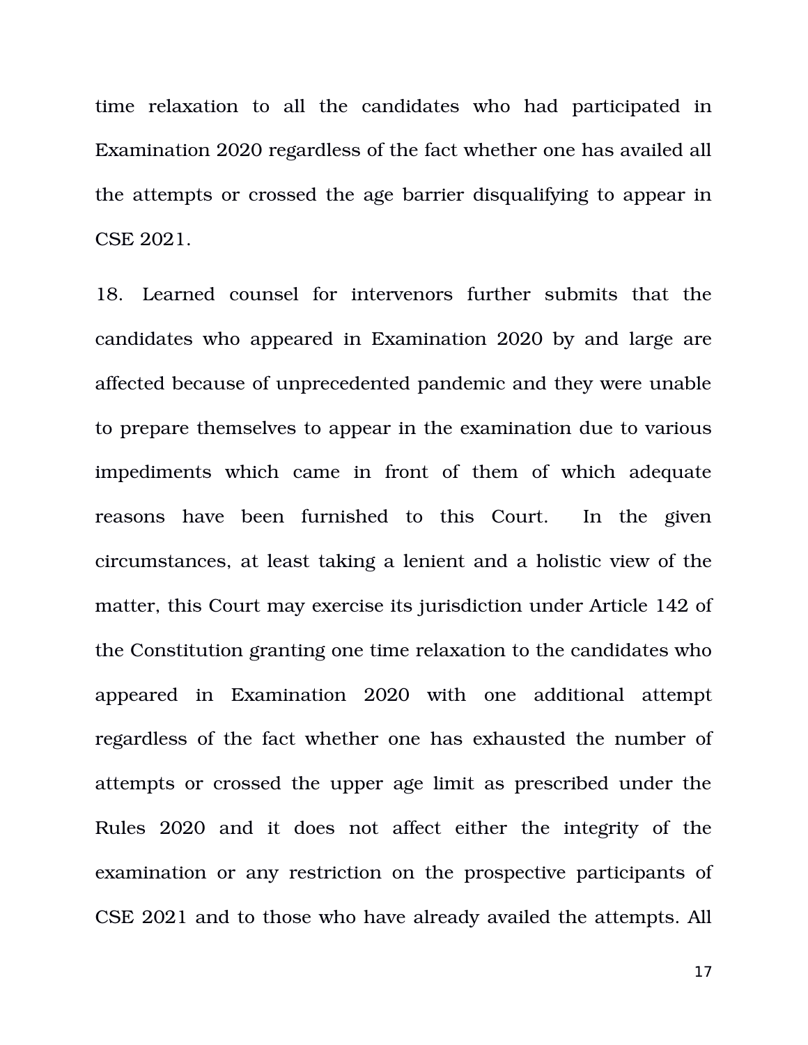time relaxation to all the candidates who had participated in Examination 2020 regardless of the fact whether one has availed all the attempts or crossed the age barrier disqualifying to appear in CSE 2021.

18. Learned counsel for intervenors further submits that the candidates who appeared in Examination 2020 by and large are affected because of unprecedented pandemic and they were unable to prepare themselves to appear in the examination due to various impediments which came in front of them of which adequate reasons have been furnished to this Court. In the given circumstances, at least taking a lenient and a holistic view of the matter, this Court may exercise its jurisdiction under Article 142 of the Constitution granting one time relaxation to the candidates who appeared in Examination 2020 with one additional attempt regardless of the fact whether one has exhausted the number of attempts or crossed the upper age limit as prescribed under the Rules 2020 and it does not affect either the integrity of the examination or any restriction on the prospective participants of CSE 2021 and to those who have already availed the attempts. All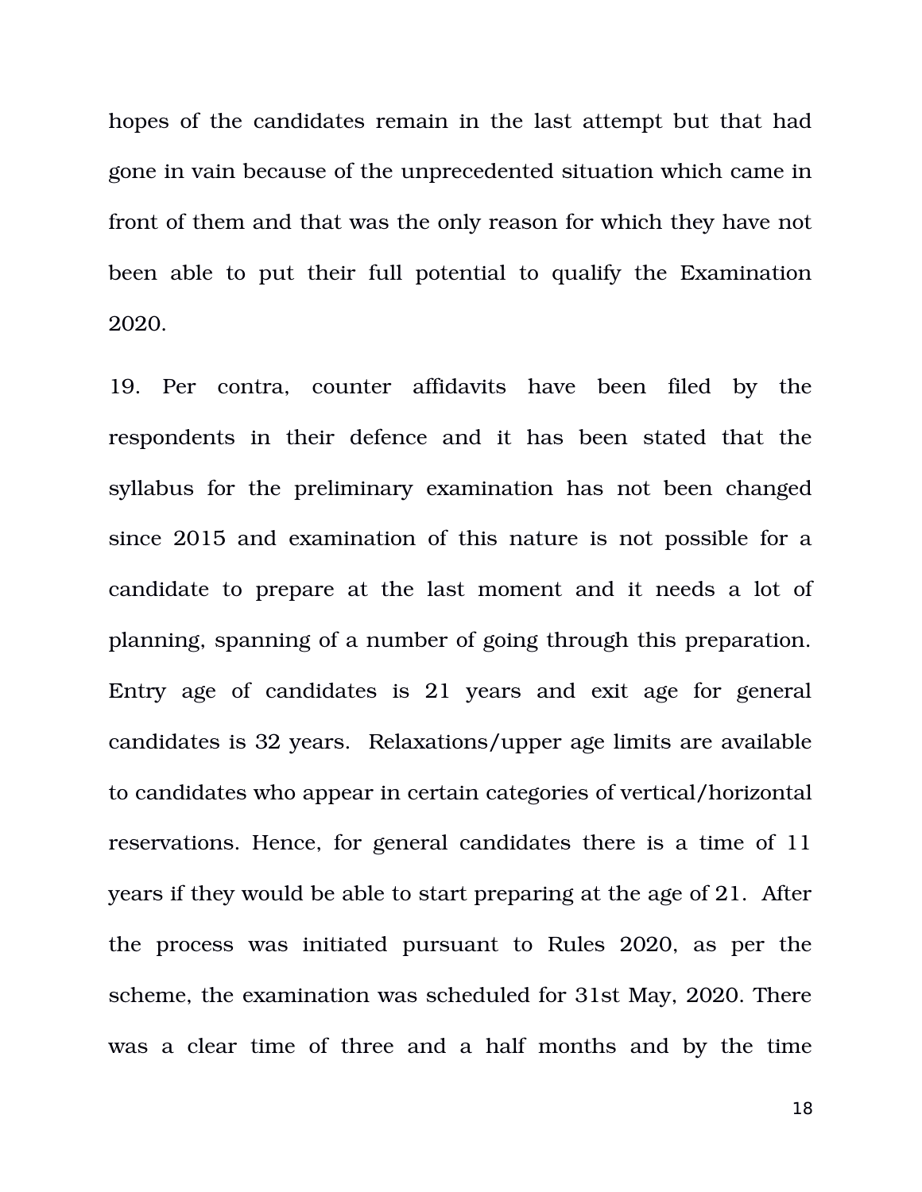hopes of the candidates remain in the last attempt but that had gone in vain because of the unprecedented situation which came in front of them and that was the only reason for which they have not been able to put their full potential to qualify the Examination 2020.

19. Per contra, counter affidavits have been filed by the respondents in their defence and it has been stated that the syllabus for the preliminary examination has not been changed since 2015 and examination of this nature is not possible for a candidate to prepare at the last moment and it needs a lot of planning, spanning of a number of going through this preparation. Entry age of candidates is 21 years and exit age for general candidates is 32 years. Relaxations/upper age limits are available to candidates who appear in certain categories of vertical/horizontal reservations. Hence, for general candidates there is a time of 11 years if they would be able to start preparing at the age of 21. After the process was initiated pursuant to Rules 2020, as per the scheme, the examination was scheduled for 31st May, 2020. There was a clear time of three and a half months and by the time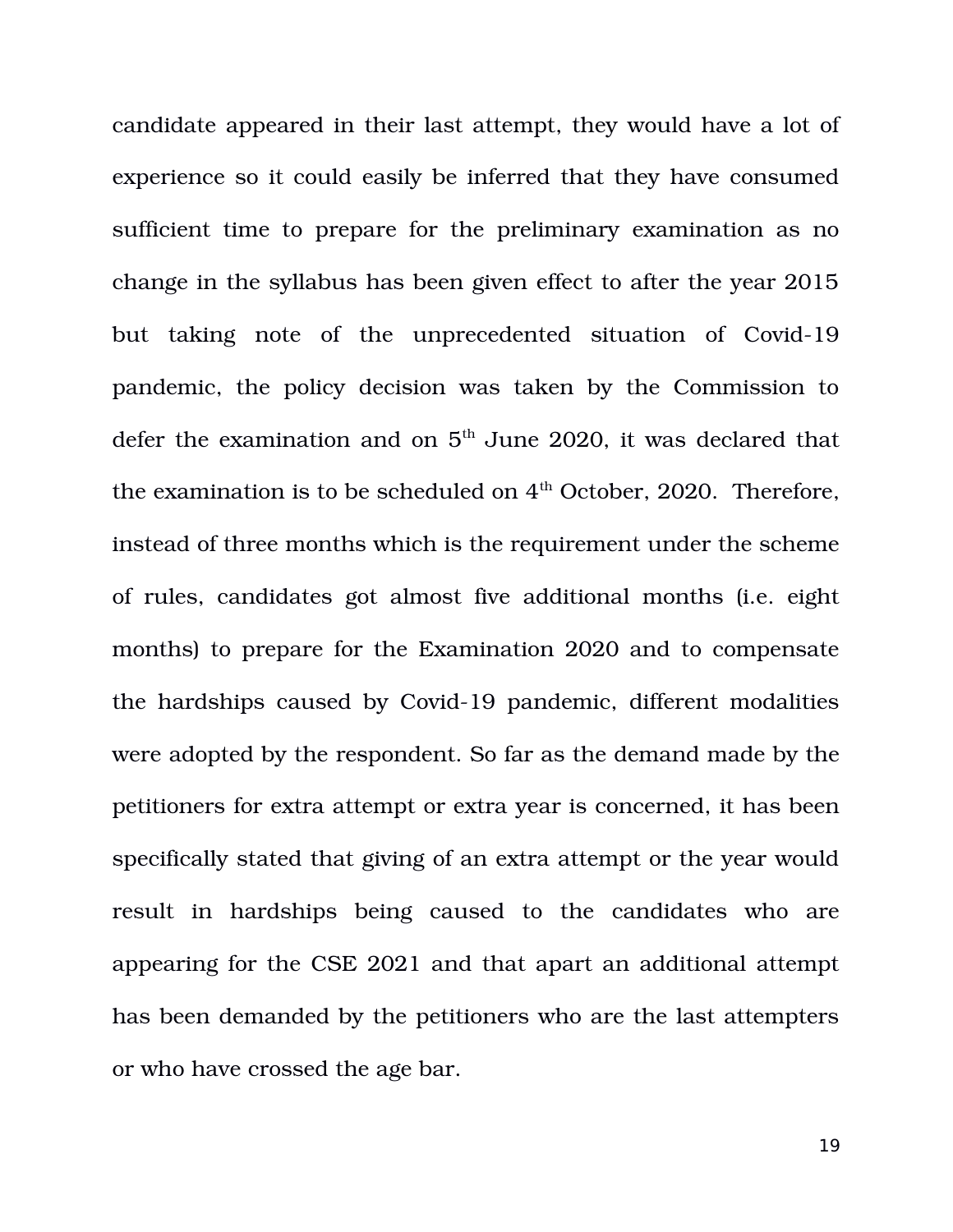candidate appeared in their last attempt, they would have a lot of experience so it could easily be inferred that they have consumed sufficient time to prepare for the preliminary examination as no change in the syllabus has been given effect to after the year 2015 but taking note of the unprecedented situation of Covid-19 pandemic, the policy decision was taken by the Commission to defer the examination and on 5th June 2020, it was declared that the examination is to be scheduled on 4th October, 2020. Therefore, instead of three months which is the requirement under the scheme of rules, candidates got almost five additional months (i.e. eight months) to prepare for the Examination 2020 and to compensate the hardships caused by Covid-19 pandemic, different modalities were adopted by the respondent. So far as the demand made by the petitioners for extra attempt or extra year is concerned, it has been specifically stated that giving of an extra attempt or the year would result in hardships being caused to the candidates who are appearing for the CSE 2021 and that apart an additional attempt has been demanded by the petitioners who are the last attempters or who have crossed the age bar.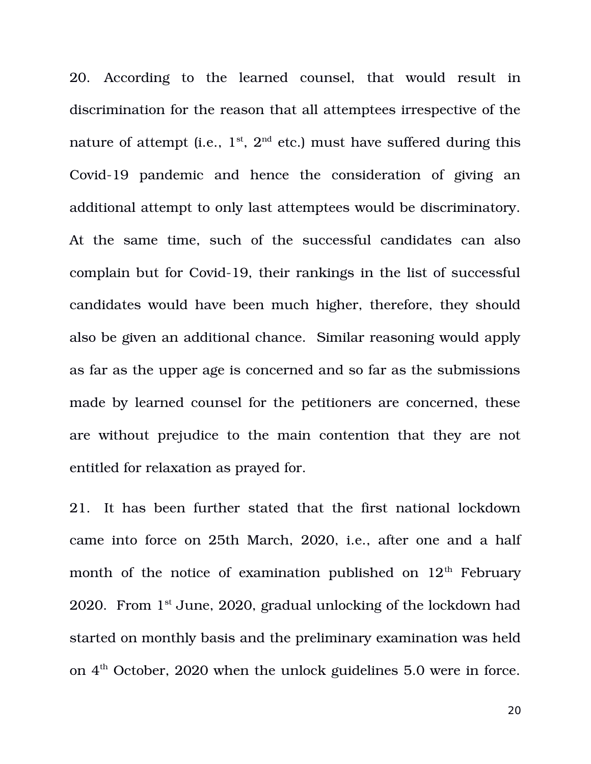20. According to the learned counsel, that would result in discrimination for the reason that all attemptees irrespective of the nature of attempt (i.e., 1st, 2nd etc.) must have suffered during this Covid-19 pandemic and hence the consideration of giving an additional attempt to only last attemptees would be discriminatory. At the same time, such of the successful candidates can also complain but for Covid-19, their rankings in the list of successful candidates would have been much higher, therefore, they should also be given an additional chance. Similar reasoning would apply as far as the upper age is concerned and so far as the submissions made by learned counsel for the petitioners are concerned, these are without prejudice to the main contention that they are not entitled for relaxation as prayed for.

21. It has been further stated that the first national lockdown came into force on 25th March, 2020, i.e., after one and a half month of the notice of examination published on 12th February 2020. From 1st June, 2020, gradual unlocking of the lockdown had started on monthly basis and the preliminary examination was held on 4th October, 2020 when the unlock guidelines 5.0 were in force.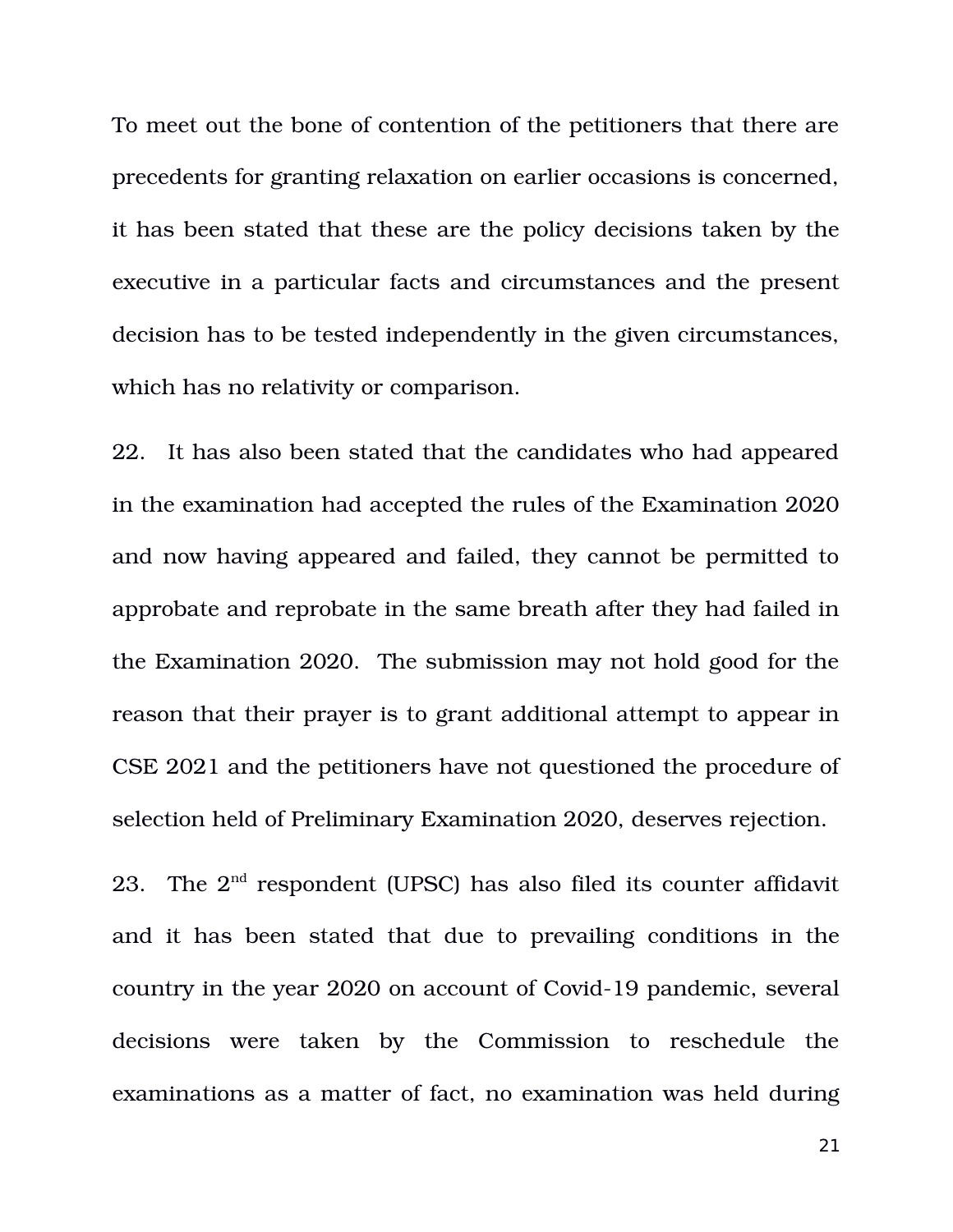To meet out the bone of contention of the petitioners that there are precedents for granting relaxation on earlier occasions is concerned, it has been stated that these are the policy decisions taken by the executive in a particular facts and circumstances and the present decision has to be tested independently in the given circumstances, which has no relativity or comparison.

22. It has also been stated that the candidates who had appeared in the examination had accepted the rules of the Examination 2020 and now having appeared and failed, they cannot be permitted to approbate and reprobate in the same breath after they had failed in the Examination 2020. The submission may not hold good for the reason that their prayer is to grant additional attempt to appear in CSE 2021 and the petitioners have not questioned the procedure of selection held of Preliminary Examination 2020, deserves rejection.

23. The 2nd respondent (UPSC) has also filed its counter affidavit and it has been stated that due to prevailing conditions in the country in the year 2020 on account of Covid-19 pandemic, several decisions were taken by the Commission to reschedule the examinations as a matter of fact, no examination was held during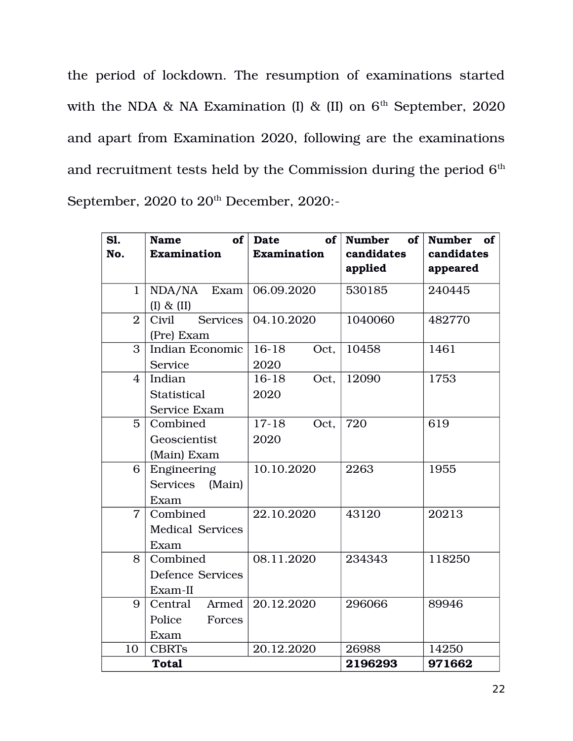the period of lockdown. The resumption of examinations started with the NDA & NA Examination (I) & (II) on 6th September, 2020 and apart from Examination 2020, following are the examinations and recruitment tests held by the Commission during the period 6th September, 2020 to 20th December, 2020:-

| Sl. No. | Name of Examination | Date of Examination | Number of candidates applied | Number of candidates appeared |
|---|---|---|---|---|
| 1 | NDA/NA Exam (I) & (II) | 06.09.2020 | 530185 | 240445 |
| 2 | Civil Services (Pre) Exam | 04.10.2020 | 1040060 | 482770 |
| 3 | Indian Economic Service | 16-18 Oct, 2020 | 10458 | 1461 |
| 4 | Indian Statistical Service Exam | 16-18 Oct, 2020 | 12090 | 1753 |
| 5 | Combined Geoscientist (Main) Exam | 17-18 Oct, 2020 | 720 | 619 |
| 6 | Engineering Services (Main) Exam | 10.10.2020 | 2263 | 1955 |
| 7 | Combined Medical Services Exam | 22.10.2020 | 43120 | 20213 |
| 8 | Combined Defence Services Exam-II | 08.11.2020 | 234343 | 118250 |
| 9 | Central Armed Police Forces Exam | 20.12.2020 | 296066 | 89946 |
| 10 | CBRTs | 20.12.2020 | 26988 | 14250 |
| | **Total** | | **2196293** | **971662** |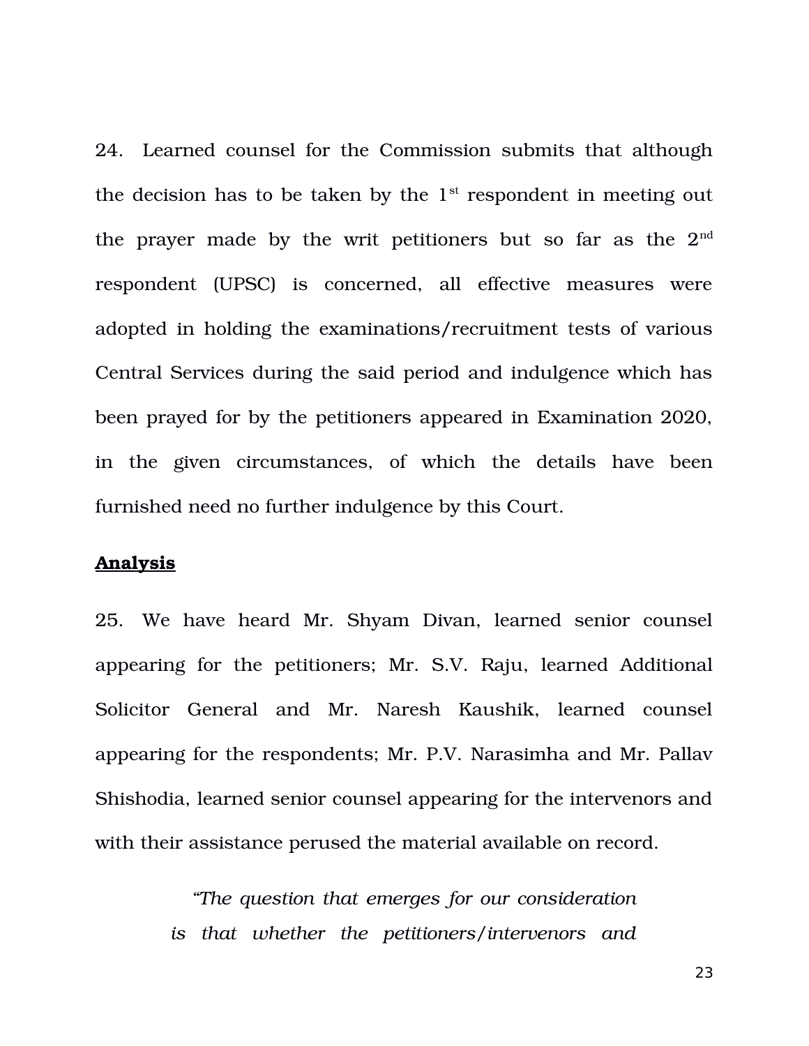24. Learned counsel for the Commission submits that although the decision has to be taken by the 1st respondent in meeting out the prayer made by the writ petitioners but so far as the 2nd respondent (UPSC) is concerned, all effective measures were adopted in holding the examinations/recruitment tests of various Central Services during the said period and indulgence which has been prayed for by the petitioners appeared in Examination 2020, in the given circumstances, of which the details have been furnished need no further indulgence by this Court.

**<u>Analysis</u>**

25. We have heard Mr. Shyam Divan, learned senior counsel appearing for the petitioners; Mr. S.V. Raju, learned Additional Solicitor General and Mr. Naresh Kaushik, learned counsel appearing for the respondents; Mr. P.V. Narasimha and Mr. Pallav Shishodia, learned senior counsel appearing for the intervenors and with their assistance perused the material available on record.

> *"The question that emerges for our consideration is that whether the petitioners/intervenors and*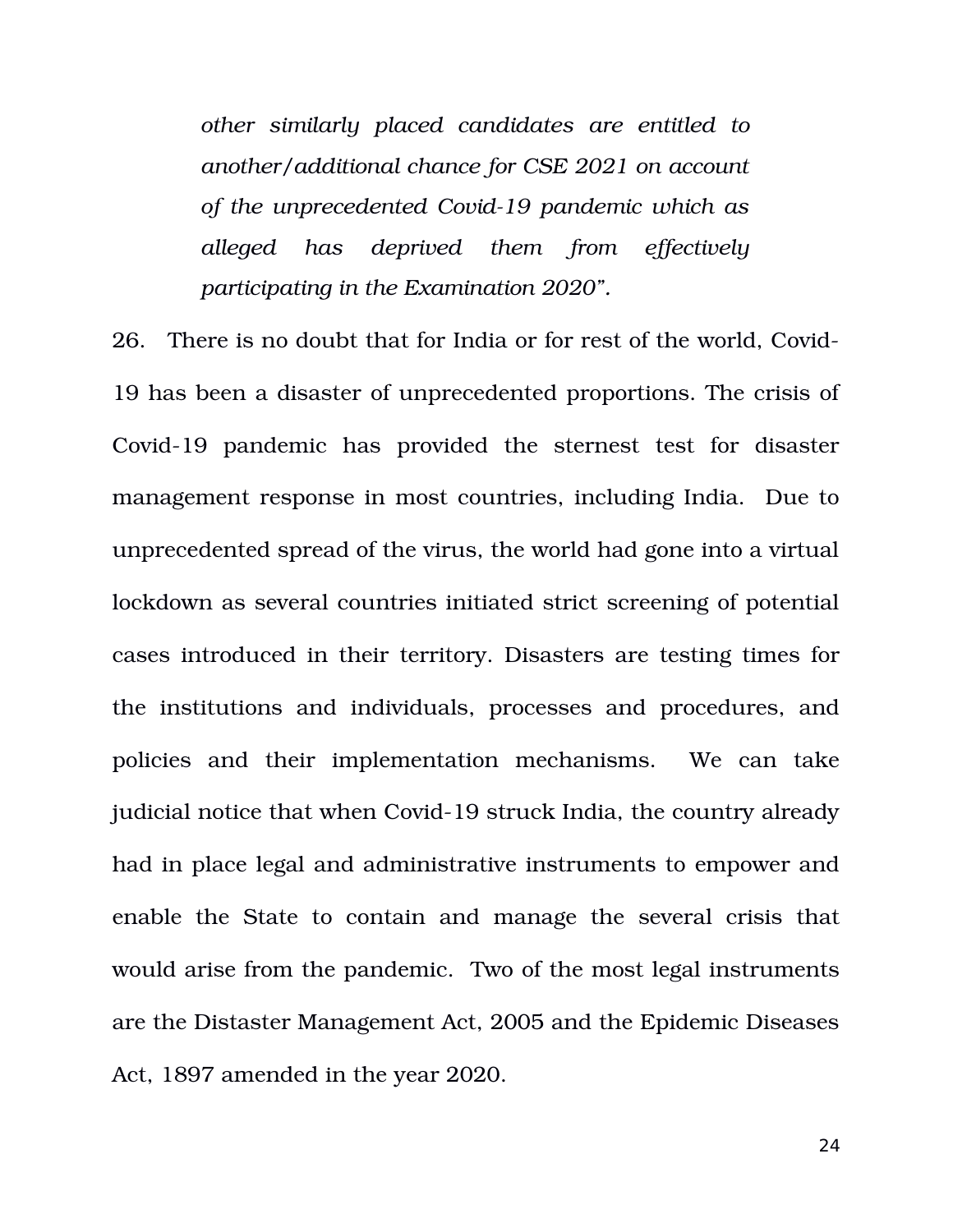> *other similarly placed candidates are entitled to another/additional chance for CSE 2021 on account of the unprecedented Covid-19 pandemic which as alleged has deprived them from effectively participating in the Examination 2020".*

26. There is no doubt that for India or for rest of the world, Covid-19 has been a disaster of unprecedented proportions. The crisis of Covid-19 pandemic has provided the sternest test for disaster management response in most countries, including India. Due to unprecedented spread of the virus, the world had gone into a virtual lockdown as several countries initiated strict screening of potential cases introduced in their territory. Disasters are testing times for the institutions and individuals, processes and procedures, and policies and their implementation mechanisms. We can take judicial notice that when Covid-19 struck India, the country already had in place legal and administrative instruments to empower and enable the State to contain and manage the several crisis that would arise from the pandemic. Two of the most legal instruments are the Distaster Management Act, 2005 and the Epidemic Diseases Act, 1897 amended in the year 2020.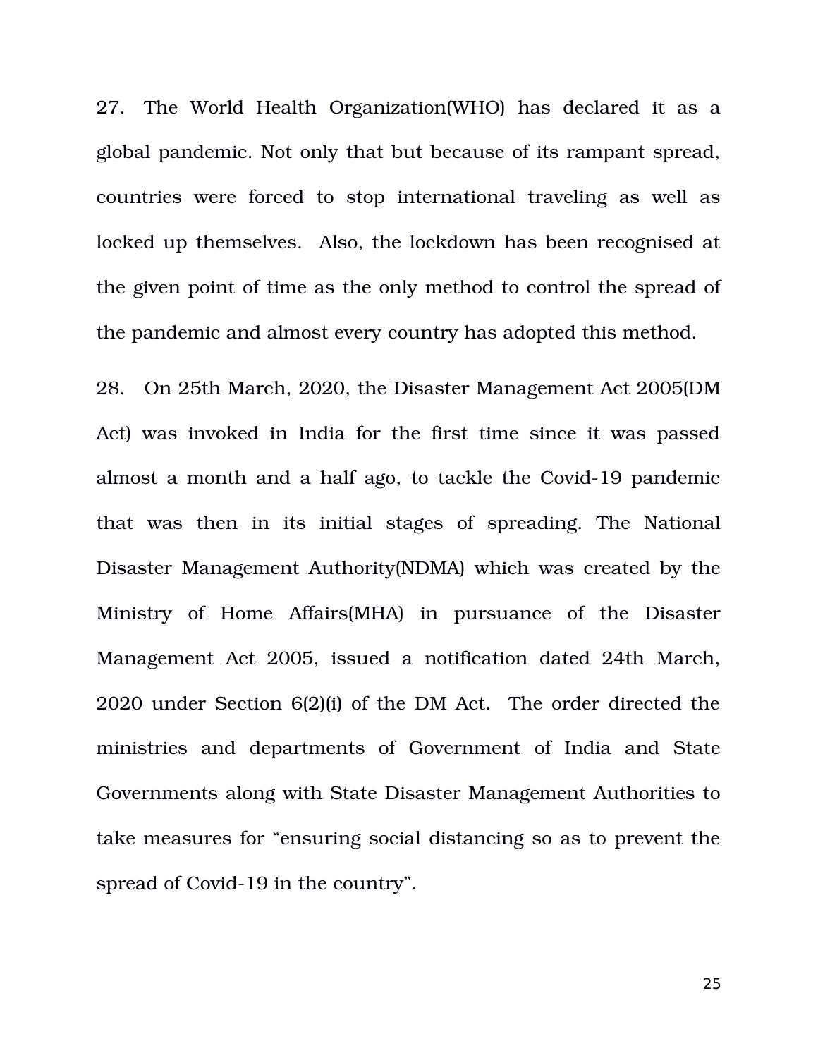27. The World Health Organization(WHO) has declared it as a global pandemic. Not only that but because of its rampant spread, countries were forced to stop international traveling as well as locked up themselves. Also, the lockdown has been recognised at the given point of time as the only method to control the spread of the pandemic and almost every country has adopted this method.

28. On 25th March, 2020, the Disaster Management Act 2005(DM Act) was invoked in India for the first time since it was passed almost a month and a half ago, to tackle the Covid-19 pandemic that was then in its initial stages of spreading. The National Disaster Management Authority(NDMA) which was created by the Ministry of Home Affairs(MHA) in pursuance of the Disaster Management Act 2005, issued a notification dated 24th March, 2020 under Section 6(2)(i) of the DM Act. The order directed the ministries and departments of Government of India and State Governments along with State Disaster Management Authorities to take measures for "ensuring social distancing so as to prevent the spread of Covid-19 in the country".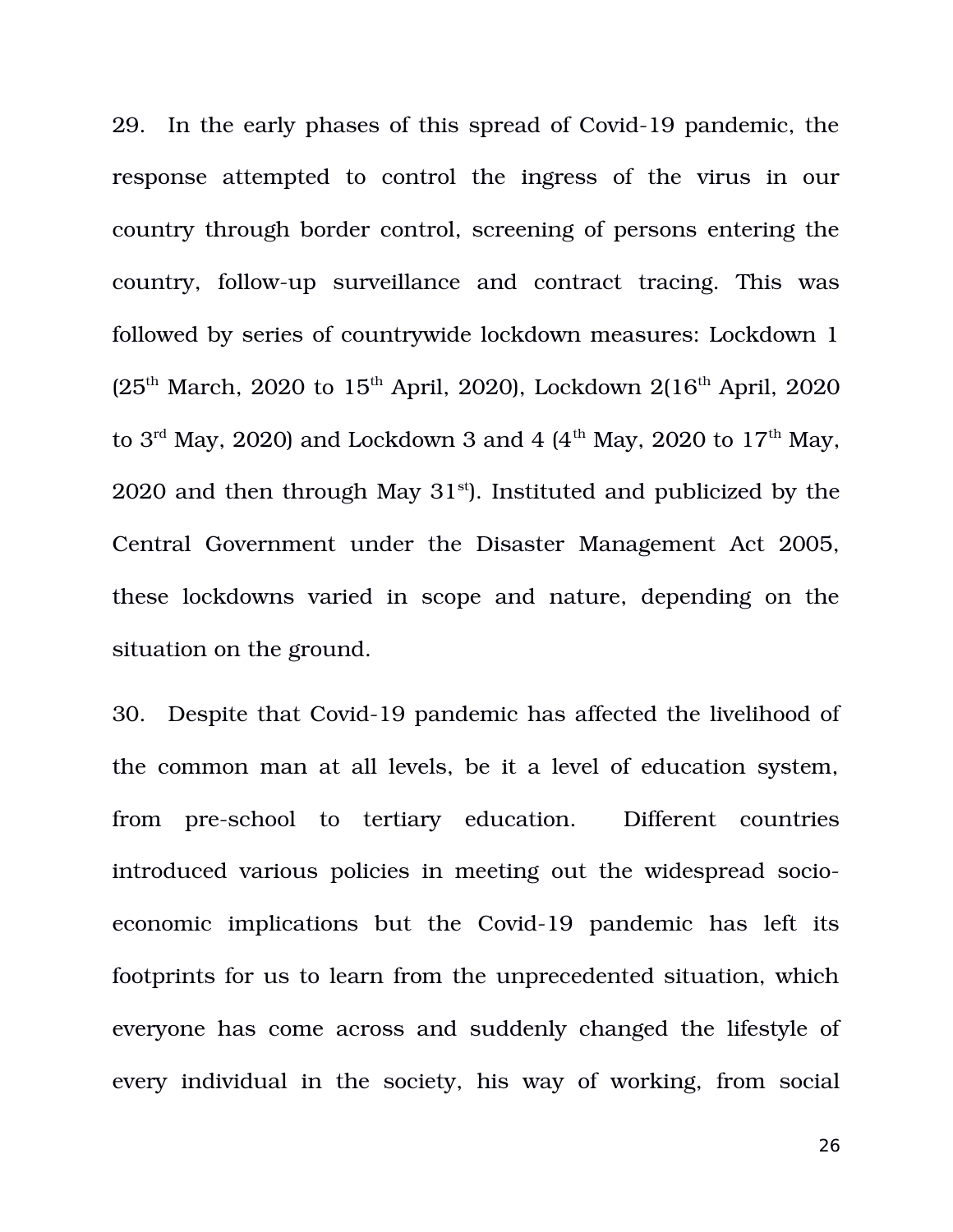29. In the early phases of this spread of Covid-19 pandemic, the response attempted to control the ingress of the virus in our country through border control, screening of persons entering the country, follow-up surveillance and contract tracing. This was followed by series of countrywide lockdown measures: Lockdown 1 (25th March, 2020 to 15th April, 2020), Lockdown 2(16th April, 2020 to 3rd May, 2020) and Lockdown 3 and 4 (4th May, 2020 to 17th May, 2020 and then through May 31st). Instituted and publicized by the Central Government under the Disaster Management Act 2005, these lockdowns varied in scope and nature, depending on the situation on the ground.

30. Despite that Covid-19 pandemic has affected the livelihood of the common man at all levels, be it a level of education system, from pre-school to tertiary education. Different countries introduced various policies in meeting out the widespread socio-economic implications but the Covid-19 pandemic has left its footprints for us to learn from the unprecedented situation, which everyone has come across and suddenly changed the lifestyle of every individual in the society, his way of working, from social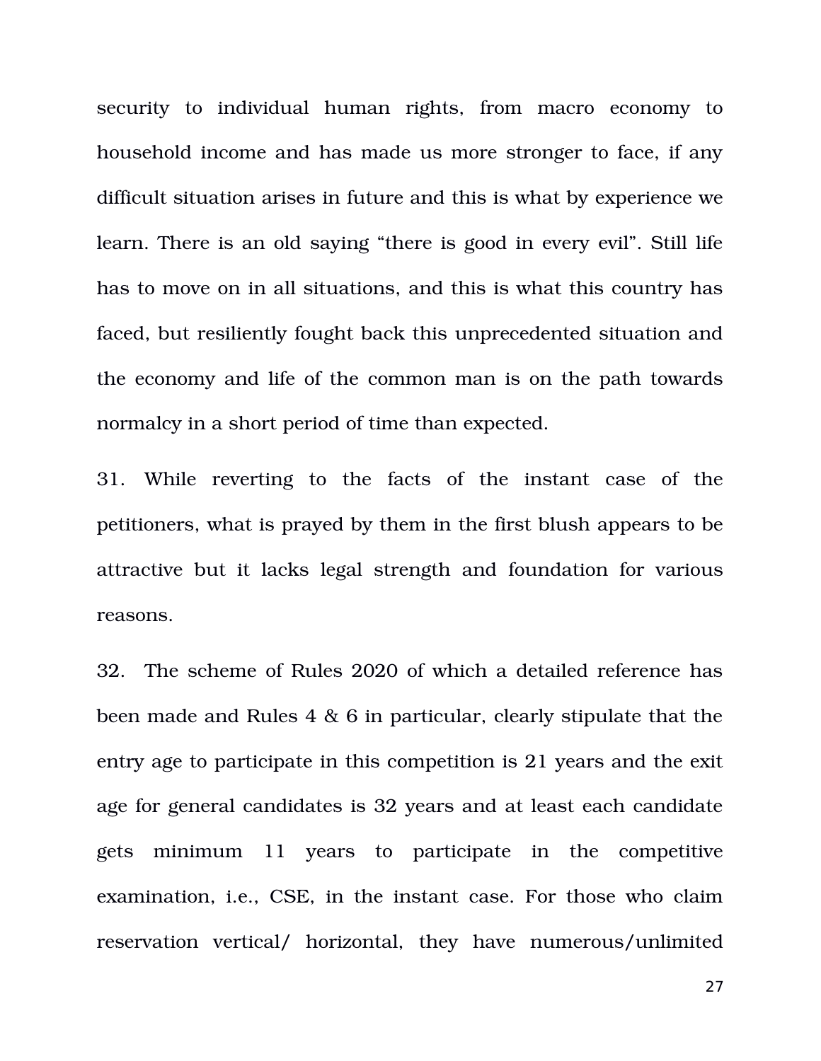security to individual human rights, from macro economy to household income and has made us more stronger to face, if any difficult situation arises in future and this is what by experience we learn. There is an old saying "there is good in every evil". Still life has to move on in all situations, and this is what this country has faced, but resiliently fought back this unprecedented situation and the economy and life of the common man is on the path towards normalcy in a short period of time than expected.

31. While reverting to the facts of the instant case of the petitioners, what is prayed by them in the first blush appears to be attractive but it lacks legal strength and foundation for various reasons.

32. The scheme of Rules 2020 of which a detailed reference has been made and Rules 4 & 6 in particular, clearly stipulate that the entry age to participate in this competition is 21 years and the exit age for general candidates is 32 years and at least each candidate gets minimum 11 years to participate in the competitive examination, i.e., CSE, in the instant case. For those who claim reservation vertical/ horizontal, they have numerous/unlimited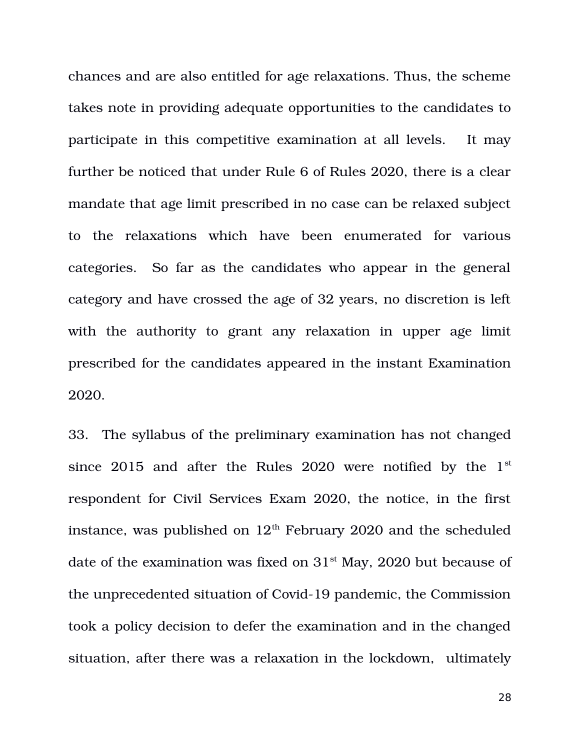chances and are also entitled for age relaxations. Thus, the scheme takes note in providing adequate opportunities to the candidates to participate in this competitive examination at all levels. It may further be noticed that under Rule 6 of Rules 2020, there is a clear mandate that age limit prescribed in no case can be relaxed subject to the relaxations which have been enumerated for various categories. So far as the candidates who appear in the general category and have crossed the age of 32 years, no discretion is left with the authority to grant any relaxation in upper age limit prescribed for the candidates appeared in the instant Examination 2020.

33. The syllabus of the preliminary examination has not changed since 2015 and after the Rules 2020 were notified by the 1st respondent for Civil Services Exam 2020, the notice, in the first instance, was published on 12th February 2020 and the scheduled date of the examination was fixed on 31st May, 2020 but because of the unprecedented situation of Covid-19 pandemic, the Commission took a policy decision to defer the examination and in the changed situation, after there was a relaxation in the lockdown, ultimately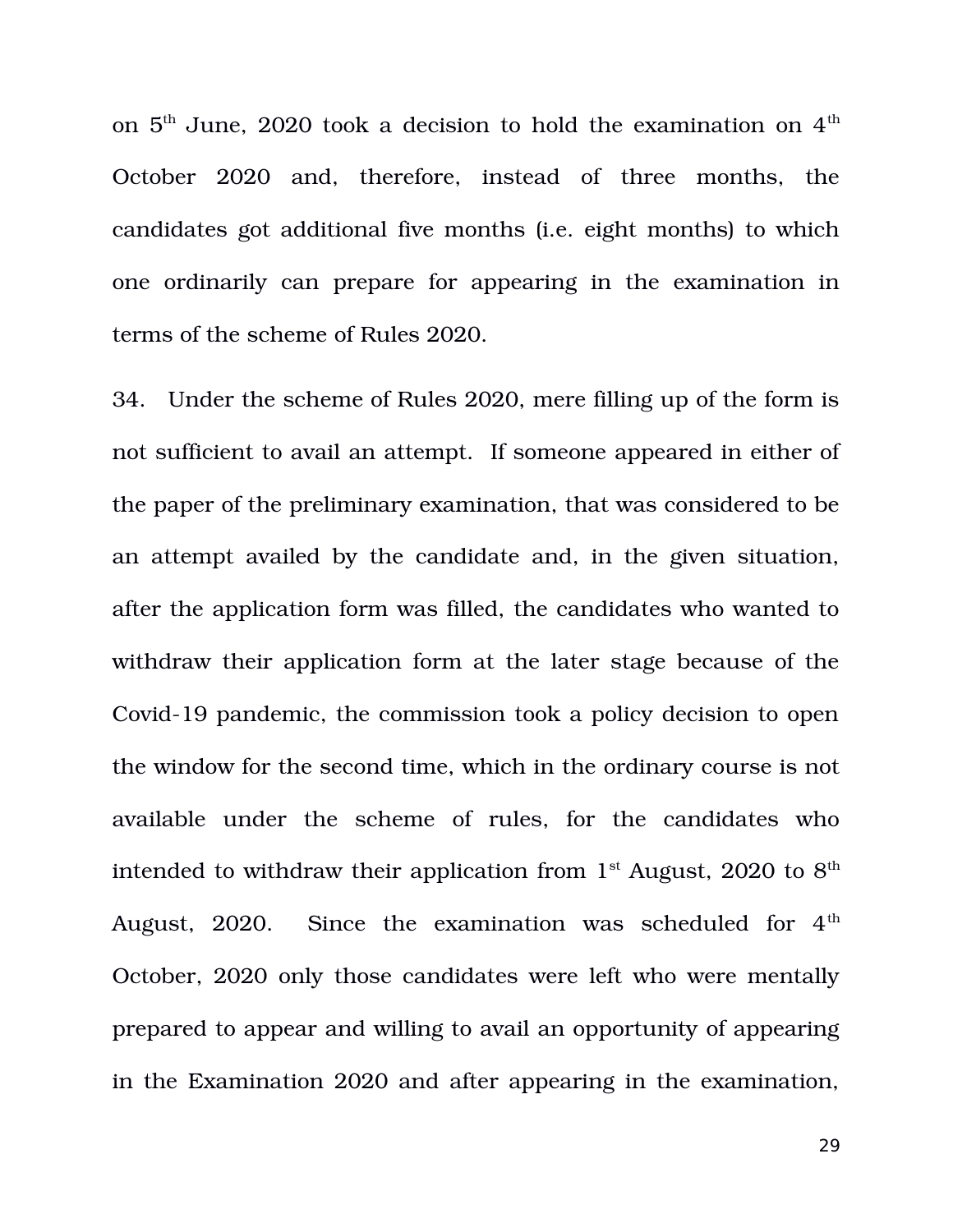on 5th June, 2020 took a decision to hold the examination on 4th October 2020 and, therefore, instead of three months, the candidates got additional five months (i.e. eight months) to which one ordinarily can prepare for appearing in the examination in terms of the scheme of Rules 2020.

34. Under the scheme of Rules 2020, mere filling up of the form is not sufficient to avail an attempt. If someone appeared in either of the paper of the preliminary examination, that was considered to be an attempt availed by the candidate and, in the given situation, after the application form was filled, the candidates who wanted to withdraw their application form at the later stage because of the Covid-19 pandemic, the commission took a policy decision to open the window for the second time, which in the ordinary course is not available under the scheme of rules, for the candidates who intended to withdraw their application from 1st August, 2020 to 8th August, 2020. Since the examination was scheduled for 4th October, 2020 only those candidates were left who were mentally prepared to appear and willing to avail an opportunity of appearing in the Examination 2020 and after appearing in the examination,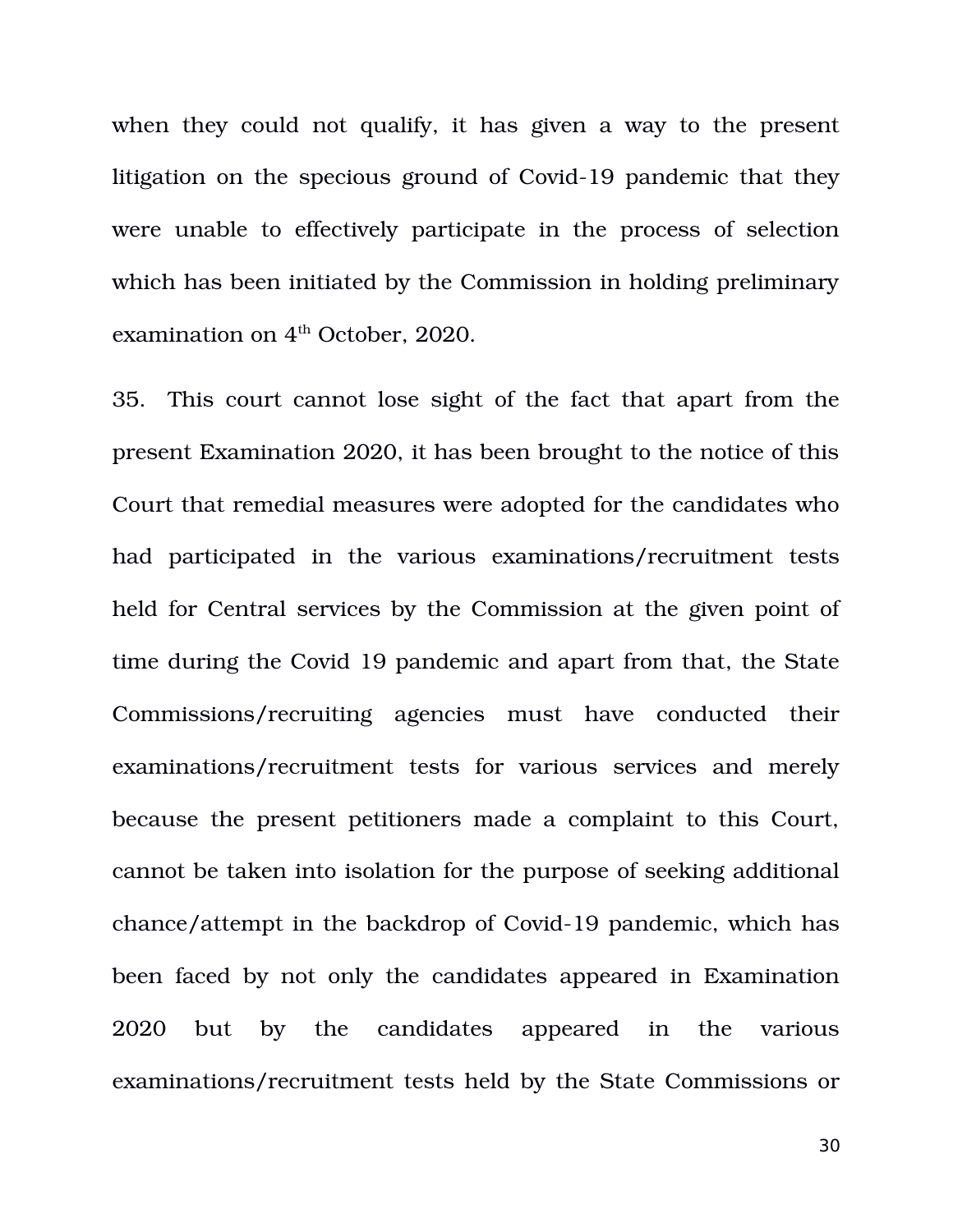when they could not qualify, it has given a way to the present litigation on the specious ground of Covid-19 pandemic that they were unable to effectively participate in the process of selection which has been initiated by the Commission in holding preliminary examination on 4th October, 2020.

35. This court cannot lose sight of the fact that apart from the present Examination 2020, it has been brought to the notice of this Court that remedial measures were adopted for the candidates who had participated in the various examinations/recruitment tests held for Central services by the Commission at the given point of time during the Covid 19 pandemic and apart from that, the State Commissions/recruiting agencies must have conducted their examinations/recruitment tests for various services and merely because the present petitioners made a complaint to this Court, cannot be taken into isolation for the purpose of seeking additional chance/attempt in the backdrop of Covid-19 pandemic, which has been faced by not only the candidates appeared in Examination 2020 but by the candidates appeared in the various examinations/recruitment tests held by the State Commissions or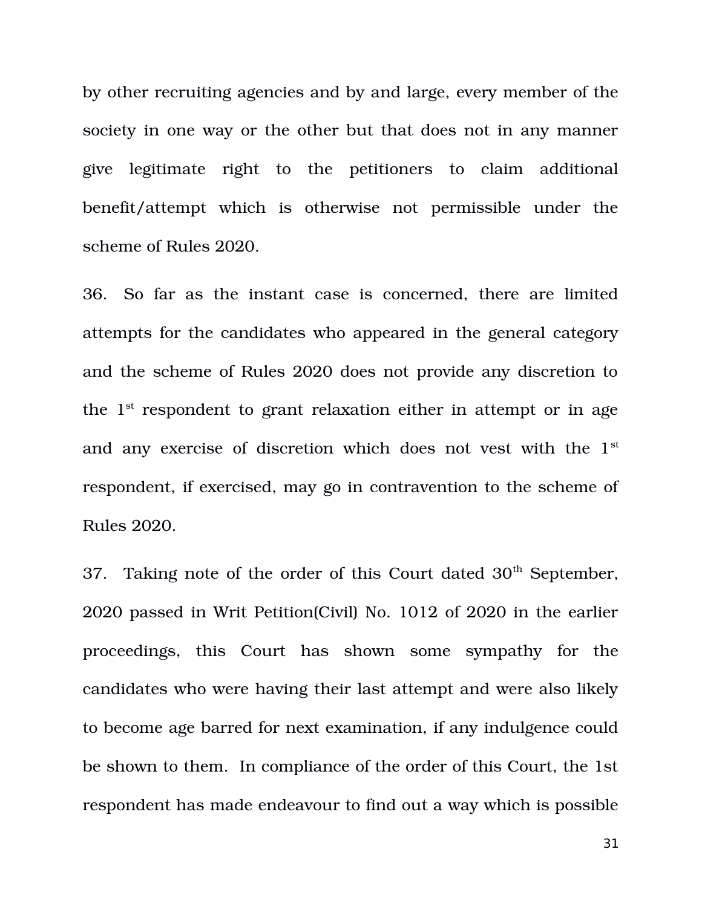by other recruiting agencies and by and large, every member of the society in one way or the other but that does not in any manner give legitimate right to the petitioners to claim additional benefit/attempt which is otherwise not permissible under the scheme of Rules 2020.

36. So far as the instant case is concerned, there are limited attempts for the candidates who appeared in the general category and the scheme of Rules 2020 does not provide any discretion to the 1st respondent to grant relaxation either in attempt or in age and any exercise of discretion which does not vest with the 1st respondent, if exercised, may go in contravention to the scheme of Rules 2020.

37. Taking note of the order of this Court dated 30th September, 2020 passed in Writ Petition(Civil) No. 1012 of 2020 in the earlier proceedings, this Court has shown some sympathy for the candidates who were having their last attempt and were also likely to become age barred for next examination, if any indulgence could be shown to them. In compliance of the order of this Court, the 1st respondent has made endeavour to find out a way which is possible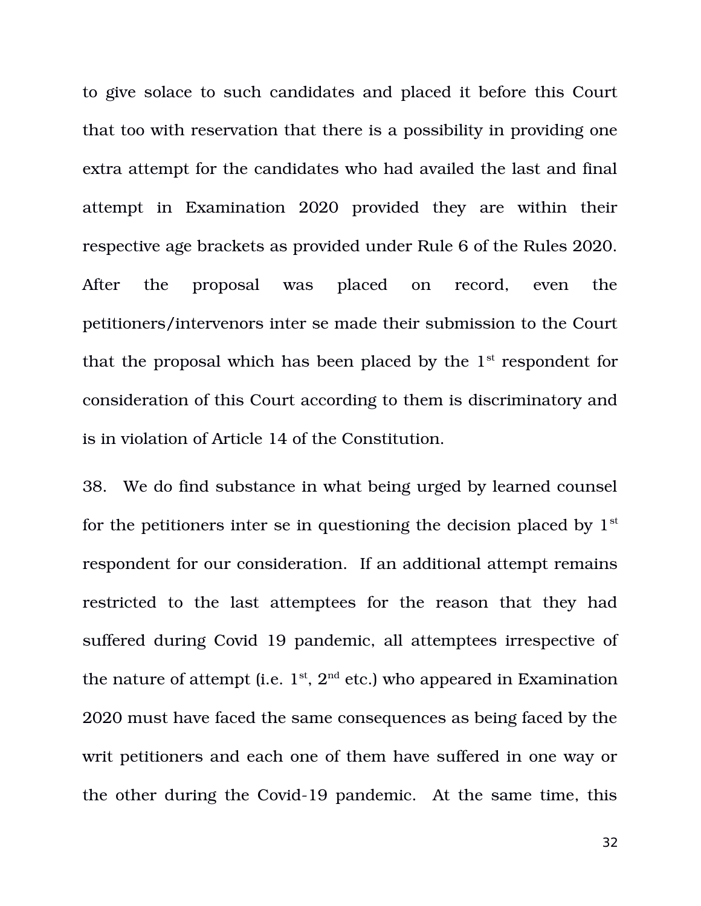to give solace to such candidates and placed it before this Court that too with reservation that there is a possibility in providing one extra attempt for the candidates who had availed the last and final attempt in Examination 2020 provided they are within their respective age brackets as provided under Rule 6 of the Rules 2020. After the proposal was placed on record, even the petitioners/intervenors inter se made their submission to the Court that the proposal which has been placed by the 1st respondent for consideration of this Court according to them is discriminatory and is in violation of Article 14 of the Constitution.

38. We do find substance in what being urged by learned counsel for the petitioners inter se in questioning the decision placed by 1st respondent for our consideration. If an additional attempt remains restricted to the last attemptees for the reason that they had suffered during Covid 19 pandemic, all attemptees irrespective of the nature of attempt (i.e. 1st, 2nd etc.) who appeared in Examination 2020 must have faced the same consequences as being faced by the writ petitioners and each one of them have suffered in one way or the other during the Covid-19 pandemic. At the same time, this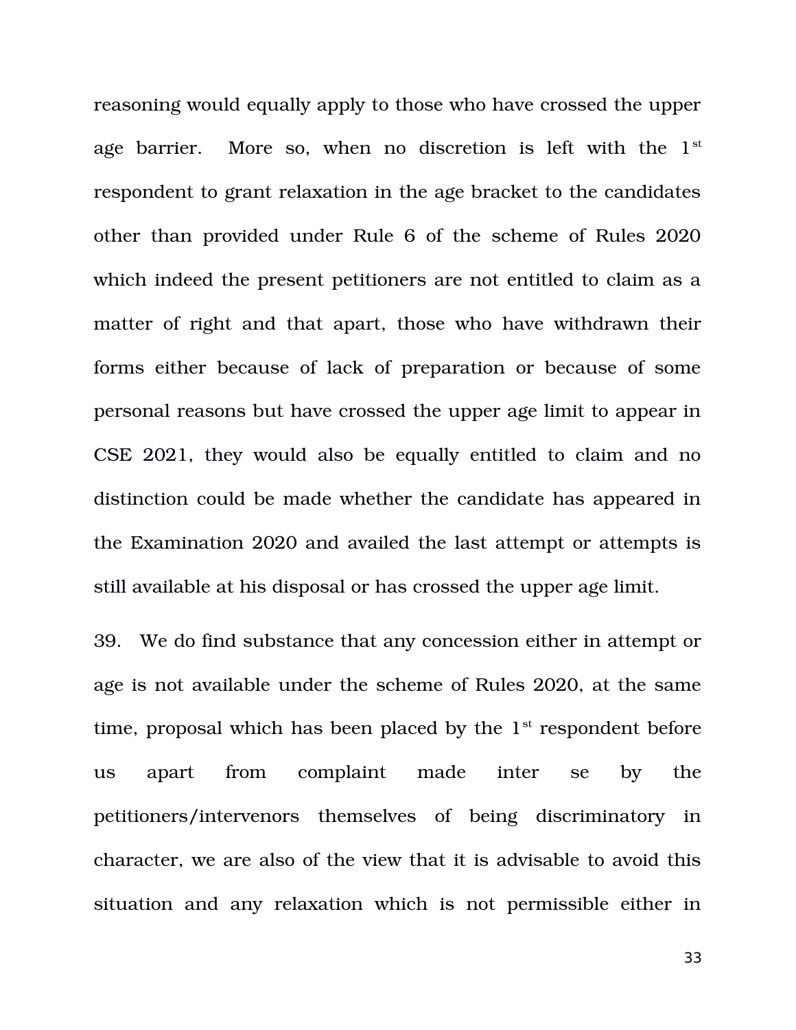reasoning would equally apply to those who have crossed the upper age barrier. More so, when no discretion is left with the 1st respondent to grant relaxation in the age bracket to the candidates other than provided under Rule 6 of the scheme of Rules 2020 which indeed the present petitioners are not entitled to claim as a matter of right and that apart, those who have withdrawn their forms either because of lack of preparation or because of some personal reasons but have crossed the upper age limit to appear in CSE 2021, they would also be equally entitled to claim and no distinction could be made whether the candidate has appeared in the Examination 2020 and availed the last attempt or attempts is still available at his disposal or has crossed the upper age limit.

39. We do find substance that any concession either in attempt or age is not available under the scheme of Rules 2020, at the same time, proposal which has been placed by the 1st respondent before us apart from complaint made inter se by the petitioners/intervenors themselves of being discriminatory in character, we are also of the view that it is advisable to avoid this situation and any relaxation which is not permissible either in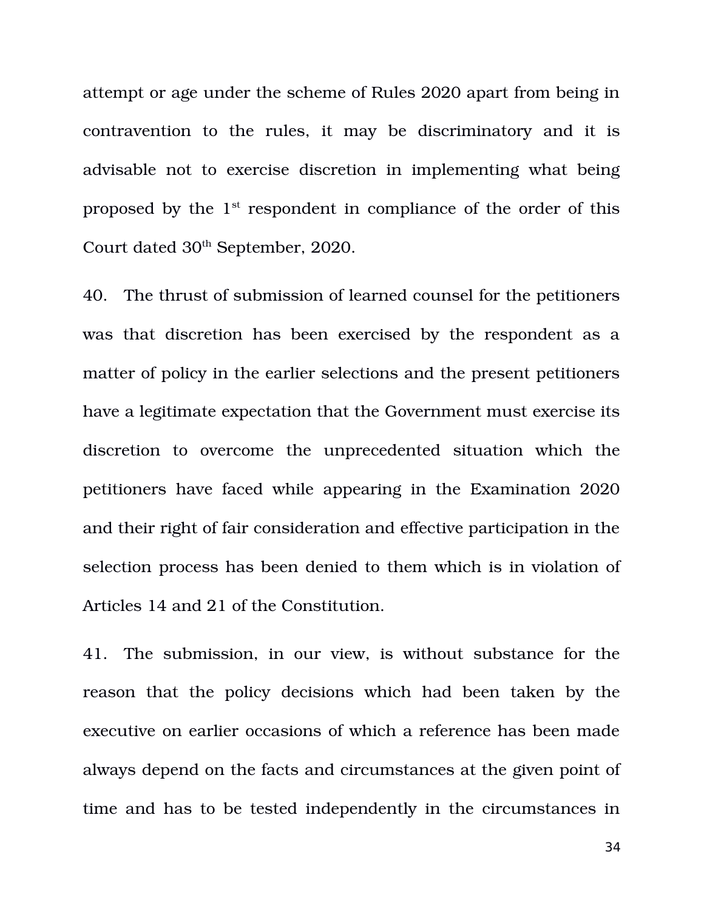attempt or age under the scheme of Rules 2020 apart from being in contravention to the rules, it may be discriminatory and it is advisable not to exercise discretion in implementing what being proposed by the 1st respondent in compliance of the order of this Court dated 30th September, 2020.

40. The thrust of submission of learned counsel for the petitioners was that discretion has been exercised by the respondent as a matter of policy in the earlier selections and the present petitioners have a legitimate expectation that the Government must exercise its discretion to overcome the unprecedented situation which the petitioners have faced while appearing in the Examination 2020 and their right of fair consideration and effective participation in the selection process has been denied to them which is in violation of Articles 14 and 21 of the Constitution.

41. The submission, in our view, is without substance for the reason that the policy decisions which had been taken by the executive on earlier occasions of which a reference has been made always depend on the facts and circumstances at the given point of time and has to be tested independently in the circumstances in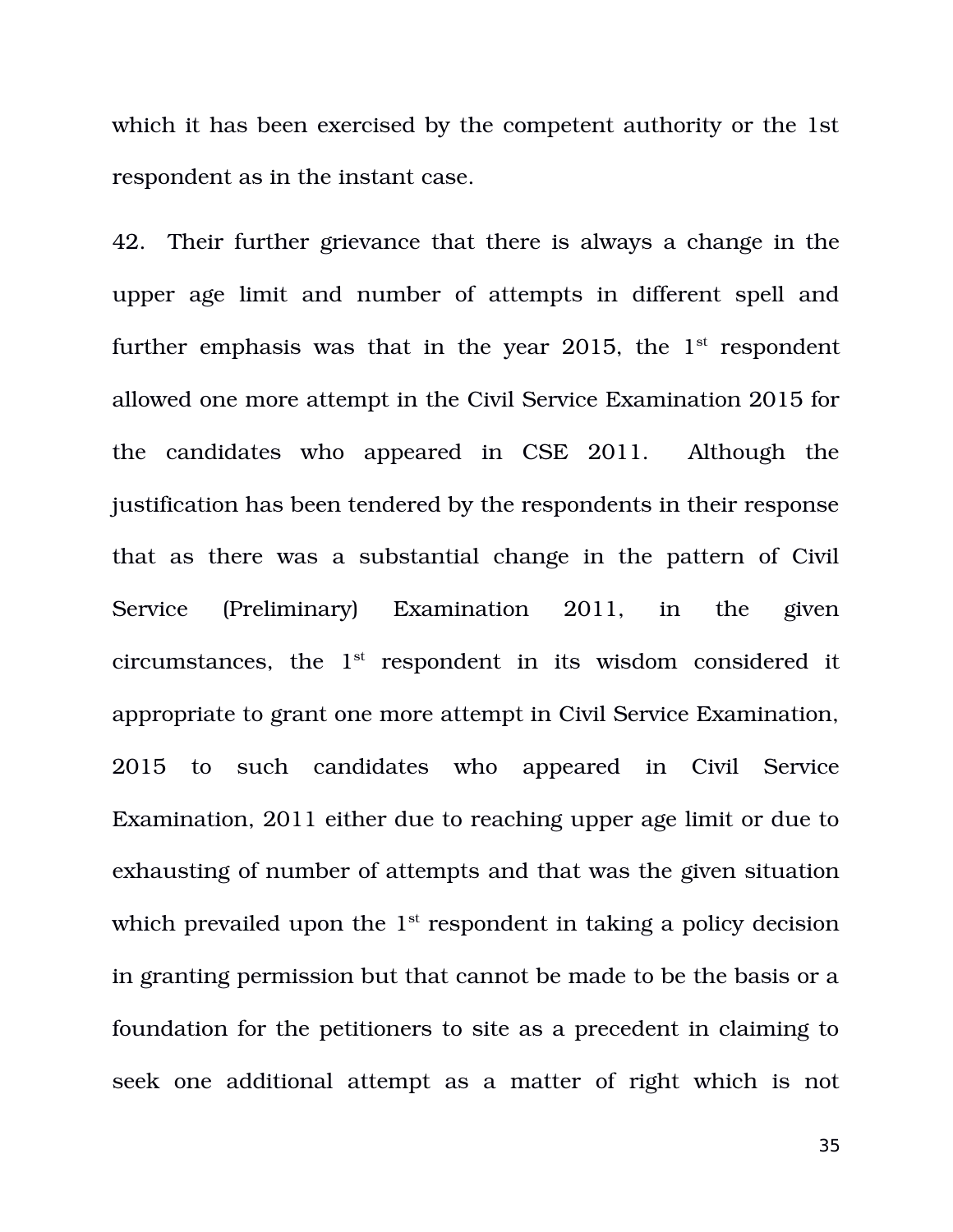which it has been exercised by the competent authority or the 1st respondent as in the instant case.

42. Their further grievance that there is always a change in the upper age limit and number of attempts in different spell and further emphasis was that in the year 2015, the 1st respondent allowed one more attempt in the Civil Service Examination 2015 for the candidates who appeared in CSE 2011. Although the justification has been tendered by the respondents in their response that as there was a substantial change in the pattern of Civil Service (Preliminary) Examination 2011, in the given circumstances, the 1st respondent in its wisdom considered it appropriate to grant one more attempt in Civil Service Examination, 2015 to such candidates who appeared in Civil Service Examination, 2011 either due to reaching upper age limit or due to exhausting of number of attempts and that was the given situation which prevailed upon the 1st respondent in taking a policy decision in granting permission but that cannot be made to be the basis or a foundation for the petitioners to site as a precedent in claiming to seek one additional attempt as a matter of right which is not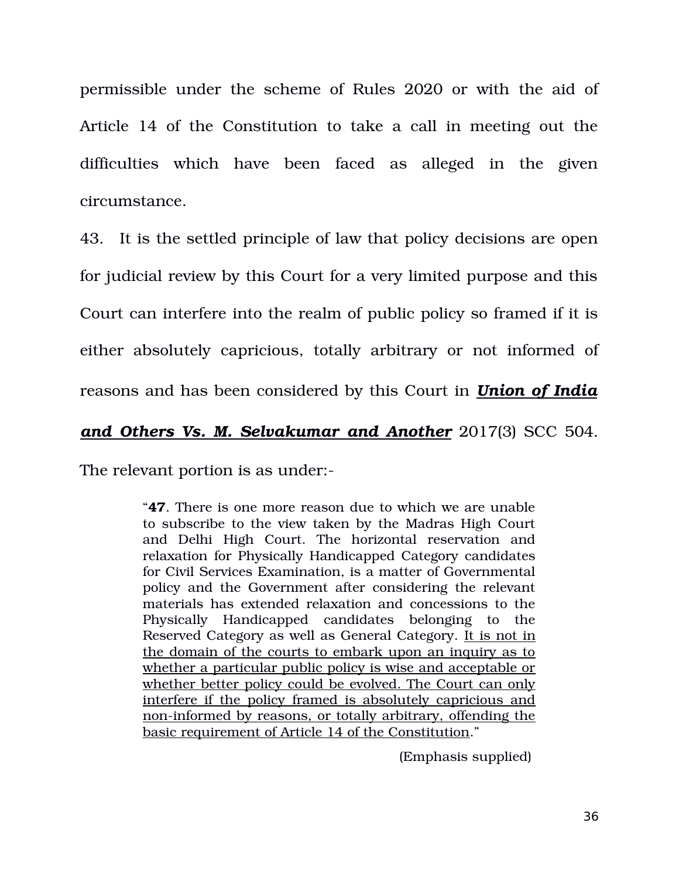permissible under the scheme of Rules 2020 or with the aid of Article 14 of the Constitution to take a call in meeting out the difficulties which have been faced as alleged in the given circumstance.

43. It is the settled principle of law that policy decisions are open for judicial review by this Court for a very limited purpose and this Court can interfere into the realm of public policy so framed if it is either absolutely capricious, totally arbitrary or not informed of reasons and has been considered by this Court in ***Union of India and Others Vs. M. Selvakumar and Another*** 2017(3) SCC 504. The relevant portion is as under:-

> "**47**. There is one more reason due to which we are unable to subscribe to the view taken by the Madras High Court and Delhi High Court. The horizontal reservation and relaxation for Physically Handicapped Category candidates for Civil Services Examination, is a matter of Governmental policy and the Government after considering the relevant materials has extended relaxation and concessions to the Physically Handicapped candidates belonging to the Reserved Category as well as General Category. It is not in the domain of the courts to embark upon an inquiry as to whether a particular public policy is wise and acceptable or whether better policy could be evolved. The Court can only interfere if the policy framed is absolutely capricious and non-informed by reasons, or totally arbitrary, offending the basic requirement of Article 14 of the Constitution."
>
> (Emphasis supplied)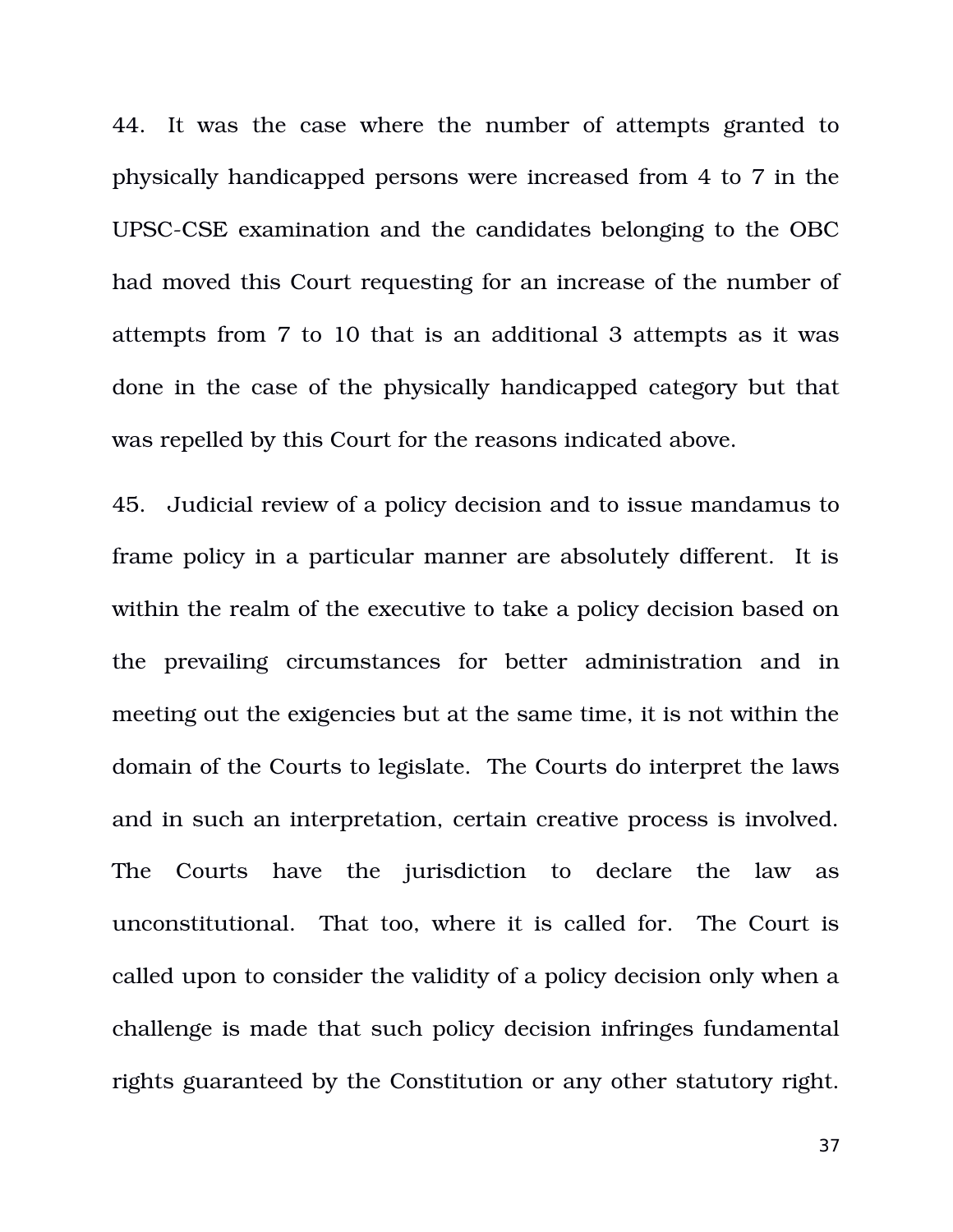44. It was the case where the number of attempts granted to physically handicapped persons were increased from 4 to 7 in the UPSC-CSE examination and the candidates belonging to the OBC had moved this Court requesting for an increase of the number of attempts from 7 to 10 that is an additional 3 attempts as it was done in the case of the physically handicapped category but that was repelled by this Court for the reasons indicated above.

45. Judicial review of a policy decision and to issue mandamus to frame policy in a particular manner are absolutely different. It is within the realm of the executive to take a policy decision based on the prevailing circumstances for better administration and in meeting out the exigencies but at the same time, it is not within the domain of the Courts to legislate. The Courts do interpret the laws and in such an interpretation, certain creative process is involved. The Courts have the jurisdiction to declare the law as unconstitutional. That too, where it is called for. The Court is called upon to consider the validity of a policy decision only when a challenge is made that such policy decision infringes fundamental rights guaranteed by the Constitution or any other statutory right.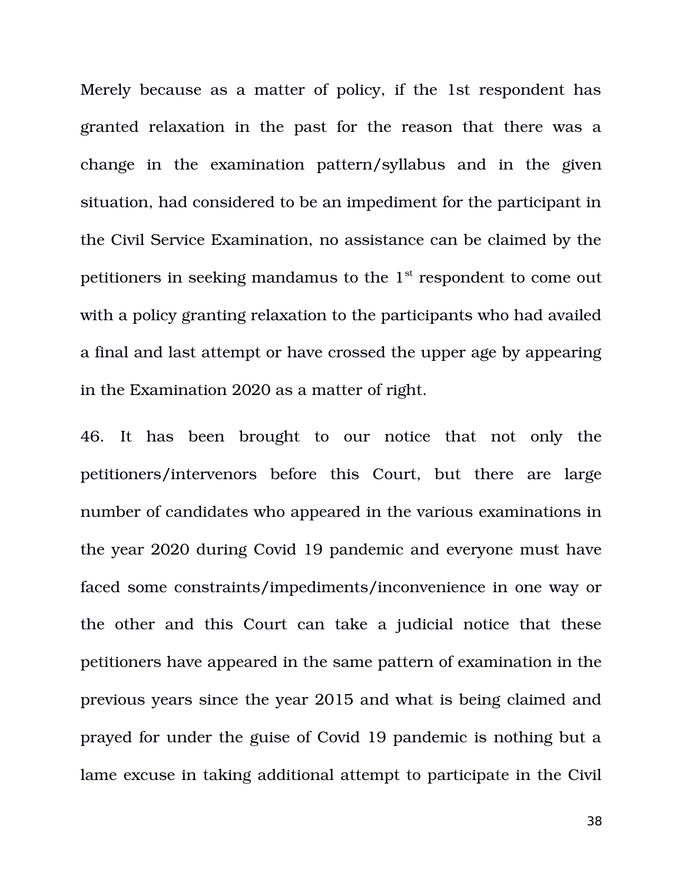Merely because as a matter of policy, if the 1st respondent has granted relaxation in the past for the reason that there was a change in the examination pattern/syllabus and in the given situation, had considered to be an impediment for the participant in the Civil Service Examination, no assistance can be claimed by the petitioners in seeking mandamus to the 1st respondent to come out with a policy granting relaxation to the participants who had availed a final and last attempt or have crossed the upper age by appearing in the Examination 2020 as a matter of right.

46. It has been brought to our notice that not only the petitioners/intervenors before this Court, but there are large number of candidates who appeared in the various examinations in the year 2020 during Covid 19 pandemic and everyone must have faced some constraints/impediments/inconvenience in one way or the other and this Court can take a judicial notice that these petitioners have appeared in the same pattern of examination in the previous years since the year 2015 and what is being claimed and prayed for under the guise of Covid 19 pandemic is nothing but a lame excuse in taking additional attempt to participate in the Civil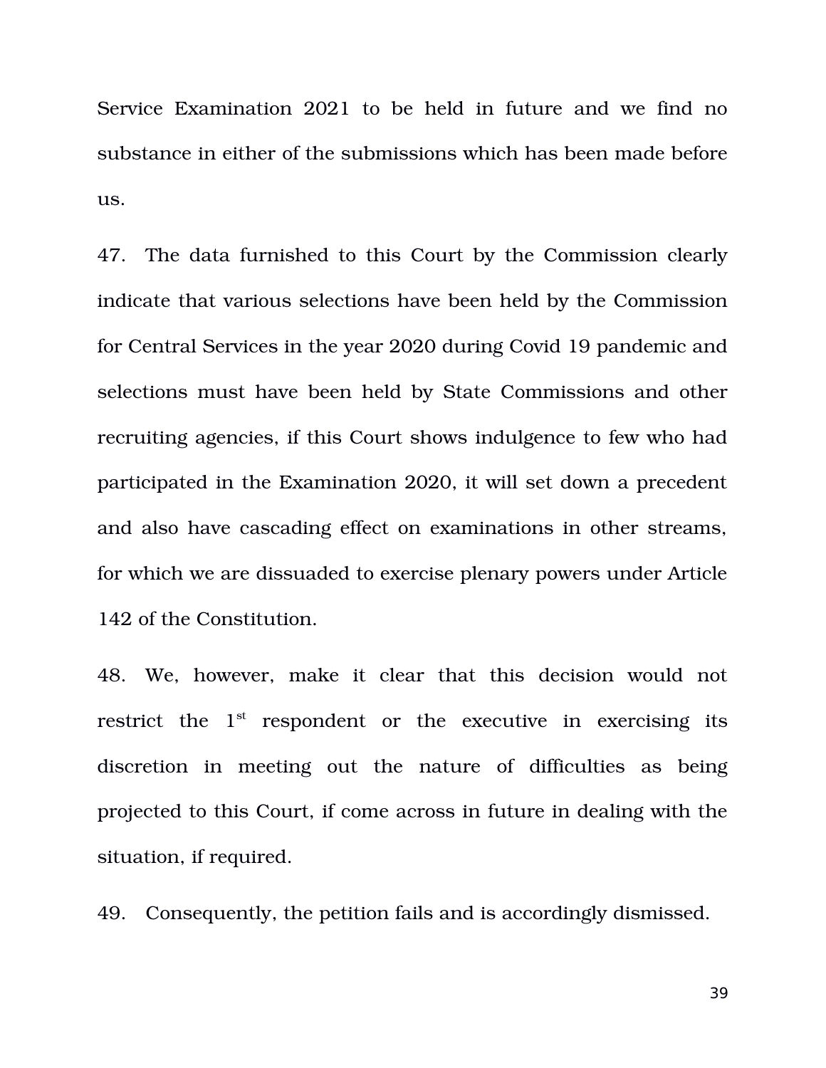Service Examination 2021 to be held in future and we find no substance in either of the submissions which has been made before us.

47. The data furnished to this Court by the Commission clearly indicate that various selections have been held by the Commission for Central Services in the year 2020 during Covid 19 pandemic and selections must have been held by State Commissions and other recruiting agencies, if this Court shows indulgence to few who had participated in the Examination 2020, it will set down a precedent and also have cascading effect on examinations in other streams, for which we are dissuaded to exercise plenary powers under Article 142 of the Constitution.

48. We, however, make it clear that this decision would not restrict the 1st respondent or the executive in exercising its discretion in meeting out the nature of difficulties as being projected to this Court, if come across in future in dealing with the situation, if required.

49. Consequently, the petition fails and is accordingly dismissed.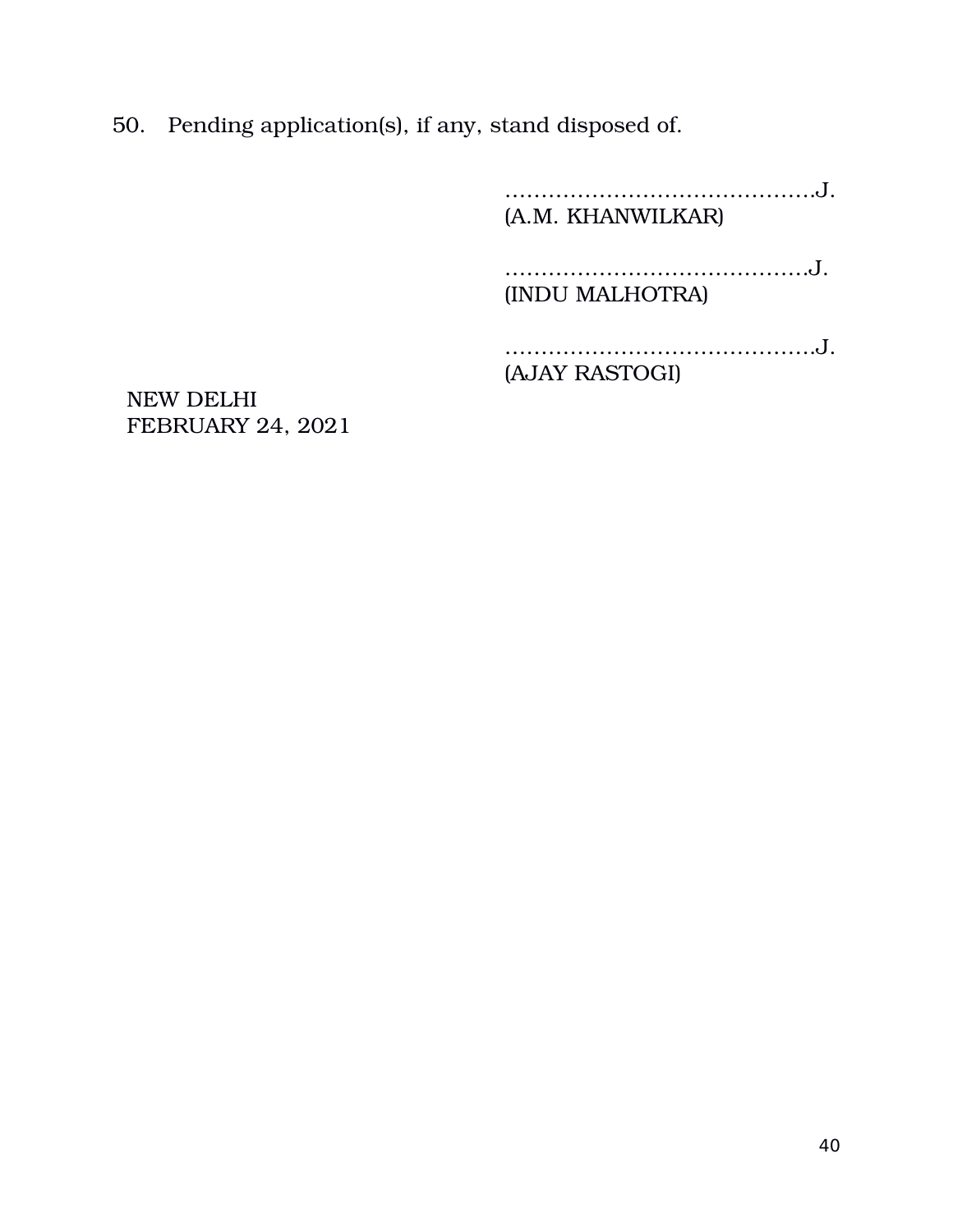50. Pending application(s), if any, stand disposed of.

…………………………………….J.
(A.M. KHANWILKAR)

…………………………………….J.
(INDU MALHOTRA)

…………………………………….J.
(AJAY RASTOGI)

NEW DELHI
FEBRUARY 24, 2021